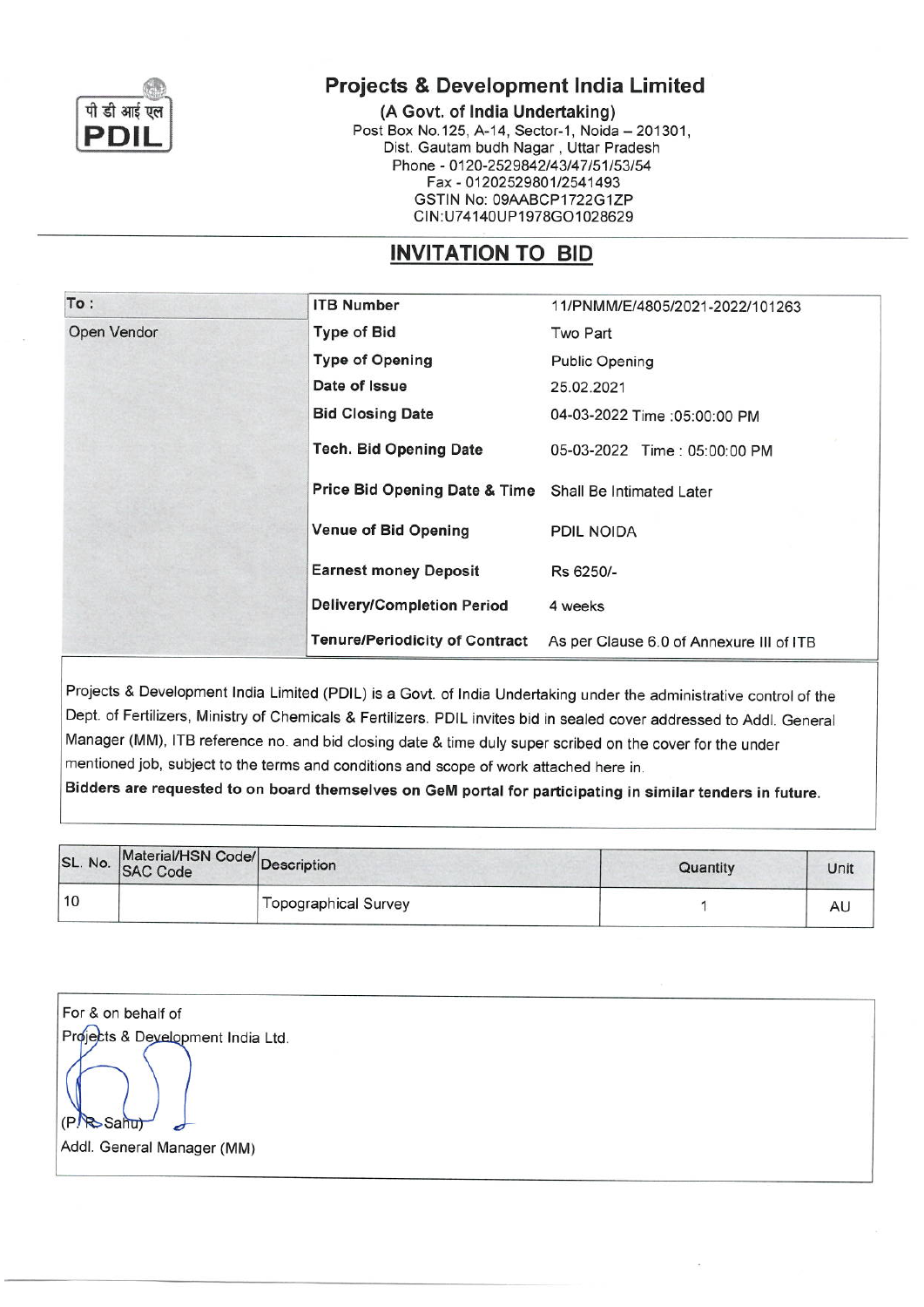पी डी आई एल
**PDIL**

# Projects & Development India Limited

**(A Govt. of India Undertaking)**
Post Box No.125, A-14, Sector-1, Noida – 201301,
Dist. Gautam budh Nagar , Uttar Pradesh
Phone - 0120-2529842/43/47/51/53/54
Fax - 01202529801/2541493
GSTIN No: 09AABCP1722G1ZP
CIN:U74140UP1978GO1028629

## INVITATION TO BID

| To : | | |
|---|---|---|
| Open Vendor | **ITB Number** | 11/PNMM/E/4805/2021-2022/101263 |
| | **Type of Bid** | Two Part |
| | **Type of Opening** | Public Opening |
| | **Date of Issue** | 25.02.2021 |
| | **Bid Closing Date** | 04-03-2022 Time :05:00:00 PM |
| | **Tech. Bid Opening Date** | 05-03-2022 Time : 05:00:00 PM |
| | **Price Bid Opening Date & Time** | Shall Be Intimated Later |
| | **Venue of Bid Opening** | PDIL NOIDA |
| | **Earnest money Deposit** | Rs 6250/- |
| | **Delivery/Completion Period** | 4 weeks |
| | **Tenure/Periodicity of Contract** | As per Clause 6.0 of Annexure III of ITB |

Projects & Development India Limited (PDIL) is a Govt. of India Undertaking under the administrative control of the Dept. of Fertilizers, Ministry of Chemicals & Fertilizers. PDIL invites bid in sealed cover addressed to Addl. General Manager (MM), ITB reference no. and bid closing date & time duly super scribed on the cover for the under mentioned job, subject to the terms and conditions and scope of work attached here in.

**Bidders are requested to on board themselves on GeM portal for participating in similar tenders in future.**

| SL. No. | Material/HSN Code/ SAC Code | Description | Quantity | Unit |
|---|---|---|---|---|
| 10 | | Topographical Survey | 1 | AU |

For & on behalf of
Projects & Development India Ltd.

(P. R. Sahu)
Addl. General Manager (MM)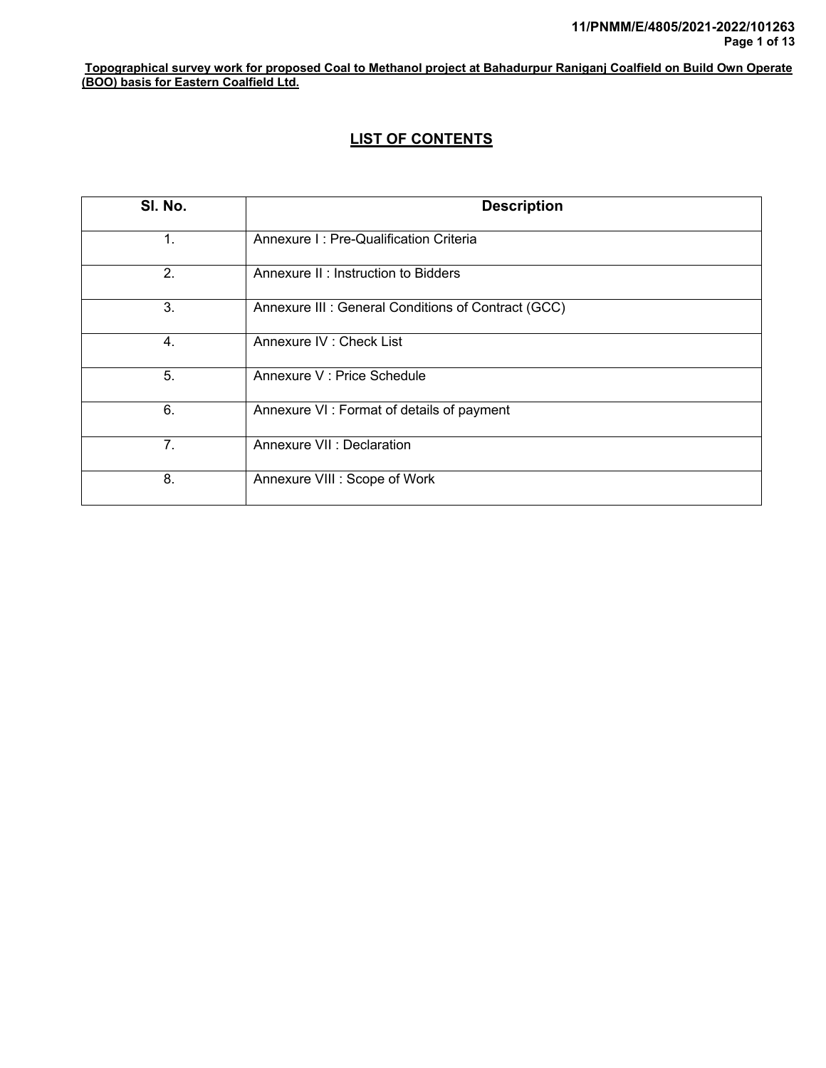**Topographical survey work for proposed Coal to Methanol project at Bahadurpur Raniganj Coalfield on Build Own Operate (BOO) basis for Eastern Coalfield Ltd.**

## LIST OF CONTENTS

| Sl. No. | Description |
|---|---|
| 1. | Annexure I : Pre-Qualification Criteria |
| 2. | Annexure II : Instruction to Bidders |
| 3. | Annexure III : General Conditions of Contract (GCC) |
| 4. | Annexure IV : Check List |
| 5. | Annexure V : Price Schedule |
| 6. | Annexure VI : Format of details of payment |
| 7. | Annexure VII : Declaration |
| 8. | Annexure VIII : Scope of Work |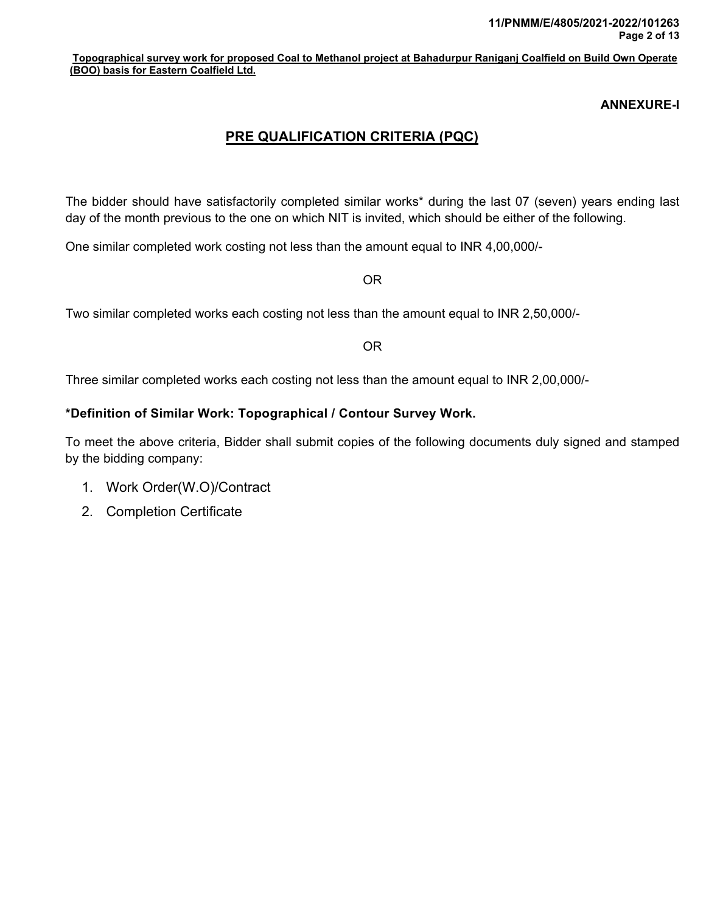**ANNEXURE-I**

## PRE QUALIFICATION CRITERIA (PQC)

The bidder should have satisfactorily completed similar works* during the last 07 (seven) years ending last day of the month previous to the one on which NIT is invited, which should be either of the following.

One similar completed work costing not less than the amount equal to INR 4,00,000/-

OR

Two similar completed works each costing not less than the amount equal to INR 2,50,000/-

OR

Three similar completed works each costing not less than the amount equal to INR 2,00,000/-

**\*Definition of Similar Work: Topographical / Contour Survey Work.**

To meet the above criteria, Bidder shall submit copies of the following documents duly signed and stamped by the bidding company:

1. Work Order(W.O)/Contract
2. Completion Certificate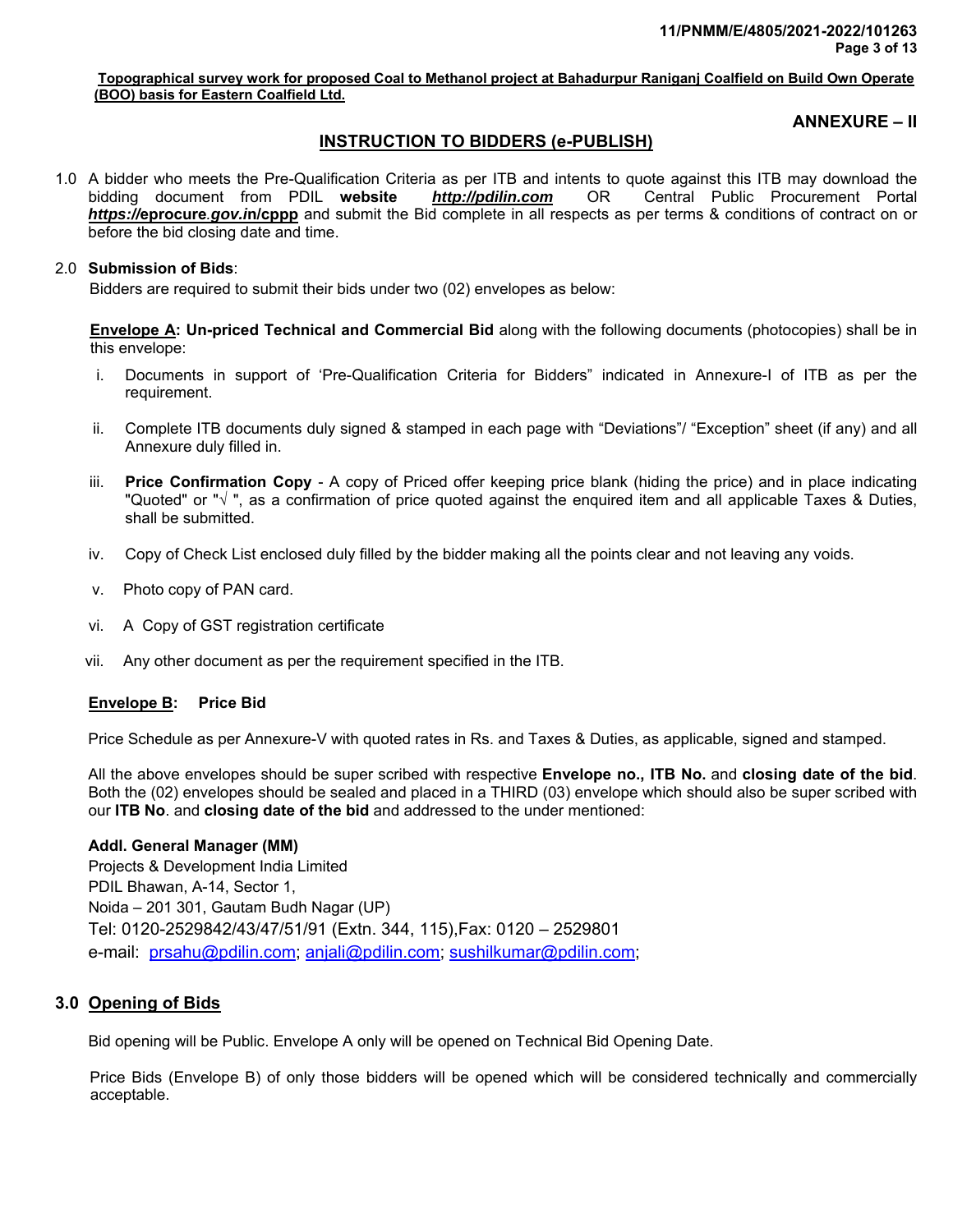**Topographical survey work for proposed Coal to Methanol project at Bahadurpur Raniganj Coalfield on Build Own Operate (BOO) basis for Eastern Coalfield Ltd.**

**ANNEXURE – II**

## INSTRUCTION TO BIDDERS (e-PUBLISH)

1.0 A bidder who meets the Pre-Qualification Criteria as per ITB and intents to quote against this ITB may download the bidding document from PDIL **website** ***http://pdilin.com*** OR Central Public Procurement Portal ***https://eprocure.gov.in/cppp*** and submit the Bid complete in all respects as per terms & conditions of contract on or before the bid closing date and time.

2.0 **Submission of Bids**:
Bidders are required to submit their bids under two (02) envelopes as below:

**Envelope A: Un-priced Technical and Commercial Bid** along with the following documents (photocopies) shall be in this envelope:

i. Documents in support of 'Pre-Qualification Criteria for Bidders" indicated in Annexure-I of ITB as per the requirement.

ii. Complete ITB documents duly signed & stamped in each page with "Deviations"/ "Exception" sheet (if any) and all Annexure duly filled in.

iii. **Price Confirmation Copy** - A copy of Priced offer keeping price blank (hiding the price) and in place indicating "Quoted" or "√ ", as a confirmation of price quoted against the enquired item and all applicable Taxes & Duties, shall be submitted.

iv. Copy of Check List enclosed duly filled by the bidder making all the points clear and not leaving any voids.

v. Photo copy of PAN card.

vi. A Copy of GST registration certificate

vii. Any other document as per the requirement specified in the ITB.

**Envelope B: Price Bid**

Price Schedule as per Annexure-V with quoted rates in Rs. and Taxes & Duties, as applicable, signed and stamped.

All the above envelopes should be super scribed with respective **Envelope no., ITB No.** and **closing date of the bid**. Both the (02) envelopes should be sealed and placed in a THIRD (03) envelope which should also be super scribed with our **ITB No**. and **closing date of the bid** and addressed to the under mentioned:

**Addl. General Manager (MM)**
Projects & Development India Limited
PDIL Bhawan, A-14, Sector 1,
Noida – 201 301, Gautam Budh Nagar (UP)
Tel: 0120-2529842/43/47/51/91 (Extn. 344, 115),Fax: 0120 – 2529801
e-mail: prsahu@pdilin.com; anjali@pdilin.com; sushilkumar@pdilin.com;

## 3.0 Opening of Bids

Bid opening will be Public. Envelope A only will be opened on Technical Bid Opening Date.

Price Bids (Envelope B) of only those bidders will be opened which will be considered technically and commercially acceptable.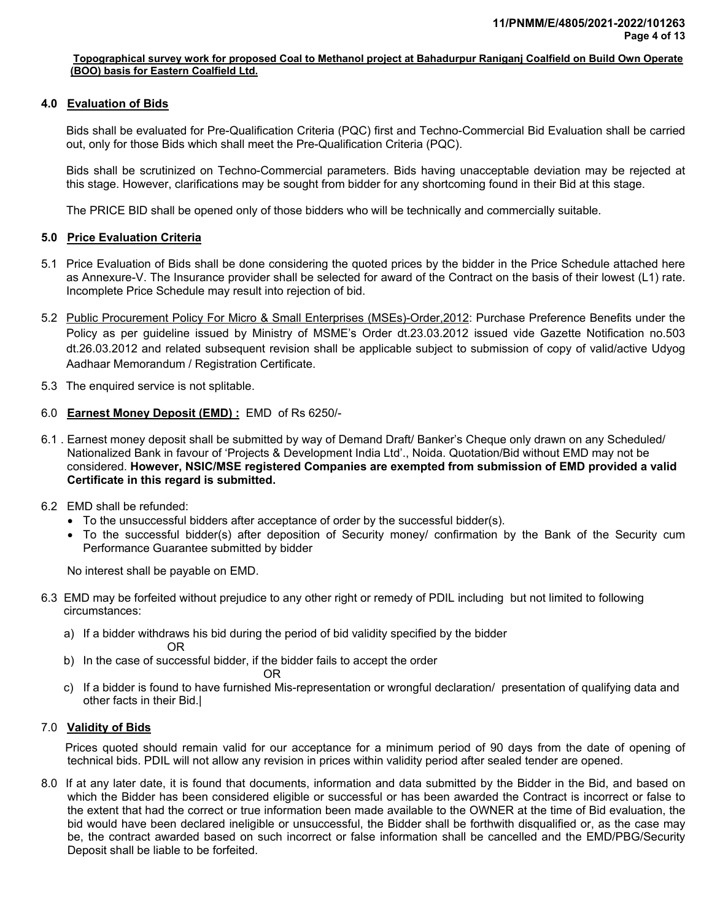**Topographical survey work for proposed Coal to Methanol project at Bahadurpur Raniganj Coalfield on Build Own Operate (BOO) basis for Eastern Coalfield Ltd.**

## 4.0 Evaluation of Bids

Bids shall be evaluated for Pre-Qualification Criteria (PQC) first and Techno-Commercial Bid Evaluation shall be carried out, only for those Bids which shall meet the Pre-Qualification Criteria (PQC).

Bids shall be scrutinized on Techno-Commercial parameters. Bids having unacceptable deviation may be rejected at this stage. However, clarifications may be sought from bidder for any shortcoming found in their Bid at this stage.

The PRICE BID shall be opened only of those bidders who will be technically and commercially suitable.

## 5.0 Price Evaluation Criteria

5.1 Price Evaluation of Bids shall be done considering the quoted prices by the bidder in the Price Schedule attached here as Annexure-V. The Insurance provider shall be selected for award of the Contract on the basis of their lowest (L1) rate. Incomplete Price Schedule may result into rejection of bid.

5.2 Public Procurement Policy For Micro & Small Enterprises (MSEs)-Order,2012: Purchase Preference Benefits under the Policy as per guideline issued by Ministry of MSME's Order dt.23.03.2012 issued vide Gazette Notification no.503 dt.26.03.2012 and related subsequent revision shall be applicable subject to submission of copy of valid/active Udyog Aadhaar Memorandum / Registration Certificate.

5.3 The enquired service is not splitable.

## 6.0 Earnest Money Deposit (EMD) : EMD of Rs 6250/-

6.1 . Earnest money deposit shall be submitted by way of Demand Draft/ Banker's Cheque only drawn on any Scheduled/ Nationalized Bank in favour of 'Projects & Development India Ltd'., Noida. Quotation/Bid without EMD may not be considered. **However, NSIC/MSE registered Companies are exempted from submission of EMD provided a valid Certificate in this regard is submitted.**

6.2 EMD shall be refunded:

- To the unsuccessful bidders after acceptance of order by the successful bidder(s).
- To the successful bidder(s) after deposition of Security money/ confirmation by the Bank of the Security cum Performance Guarantee submitted by bidder

No interest shall be payable on EMD.

6.3 EMD may be forfeited without prejudice to any other right or remedy of PDIL including but not limited to following circumstances:

a) If a bidder withdraws his bid during the period of bid validity specified by the bidder

OR

b) In the case of successful bidder, if the bidder fails to accept the order

OR

c) If a bidder is found to have furnished Mis-representation or wrongful declaration/ presentation of qualifying data and other facts in their Bid.|

## 7.0 Validity of Bids

Prices quoted should remain valid for our acceptance for a minimum period of 90 days from the date of opening of technical bids. PDIL will not allow any revision in prices within validity period after sealed tender are opened.

8.0 If at any later date, it is found that documents, information and data submitted by the Bidder in the Bid, and based on which the Bidder has been considered eligible or successful or has been awarded the Contract is incorrect or false to the extent that had the correct or true information been made available to the OWNER at the time of Bid evaluation, the bid would have been declared ineligible or unsuccessful, the Bidder shall be forthwith disqualified or, as the case may be, the contract awarded based on such incorrect or false information shall be cancelled and the EMD/PBG/Security Deposit shall be liable to be forfeited.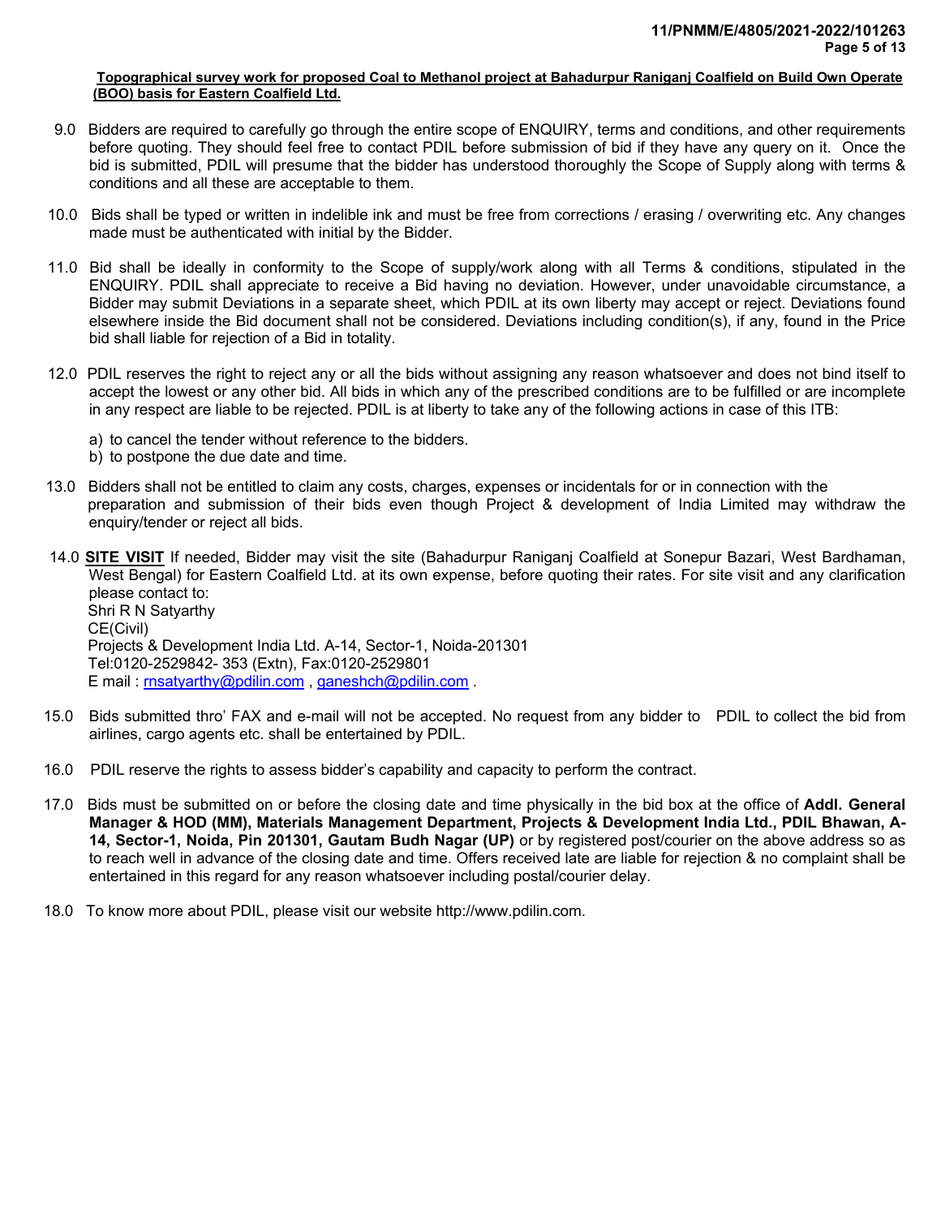**Topographical survey work for proposed Coal to Methanol project at Bahadurpur Raniganj Coalfield on Build Own Operate (BOO) basis for Eastern Coalfield Ltd.**

9.0 Bidders are required to carefully go through the entire scope of ENQUIRY, terms and conditions, and other requirements before quoting. They should feel free to contact PDIL before submission of bid if they have any query on it. Once the bid is submitted, PDIL will presume that the bidder has understood thoroughly the Scope of Supply along with terms & conditions and all these are acceptable to them.

10.0 Bids shall be typed or written in indelible ink and must be free from corrections / erasing / overwriting etc. Any changes made must be authenticated with initial by the Bidder.

11.0 Bid shall be ideally in conformity to the Scope of supply/work along with all Terms & conditions, stipulated in the ENQUIRY. PDIL shall appreciate to receive a Bid having no deviation. However, under unavoidable circumstance, a Bidder may submit Deviations in a separate sheet, which PDIL at its own liberty may accept or reject. Deviations found elsewhere inside the Bid document shall not be considered. Deviations including condition(s), if any, found in the Price bid shall liable for rejection of a Bid in totality.

12.0 PDIL reserves the right to reject any or all the bids without assigning any reason whatsoever and does not bind itself to accept the lowest or any other bid. All bids in which any of the prescribed conditions are to be fulfilled or are incomplete in any respect are liable to be rejected. PDIL is at liberty to take any of the following actions in case of this ITB:

a) to cancel the tender without reference to the bidders.
b) to postpone the due date and time.

13.0 Bidders shall not be entitled to claim any costs, charges, expenses or incidentals for or in connection with the preparation and submission of their bids even though Project & development of India Limited may withdraw the enquiry/tender or reject all bids.

14.0 **SITE VISIT** If needed, Bidder may visit the site (Bahadurpur Raniganj Coalfield at Sonepur Bazari, West Bardhaman, West Bengal) for Eastern Coalfield Ltd. at its own expense, before quoting their rates. For site visit and any clarification please contact to:
Shri R N Satyarthy
CE(Civil)
Projects & Development India Ltd. A-14, Sector-1, Noida-201301
Tel:0120-2529842- 353 (Extn), Fax:0120-2529801
E mail : rnsatyarthy@pdilin.com , ganeshch@pdilin.com .

15.0 Bids submitted thro' FAX and e-mail will not be accepted. No request from any bidder to PDIL to collect the bid from airlines, cargo agents etc. shall be entertained by PDIL.

16.0 PDIL reserve the rights to assess bidder's capability and capacity to perform the contract.

17.0 Bids must be submitted on or before the closing date and time physically in the bid box at the office of **Addl. General Manager & HOD (MM), Materials Management Department, Projects & Development India Ltd., PDIL Bhawan, A-14, Sector-1, Noida, Pin 201301, Gautam Budh Nagar (UP)** or by registered post/courier on the above address so as to reach well in advance of the closing date and time. Offers received late are liable for rejection & no complaint shall be entertained in this regard for any reason whatsoever including postal/courier delay.

18.0 To know more about PDIL, please visit our website http://www.pdilin.com.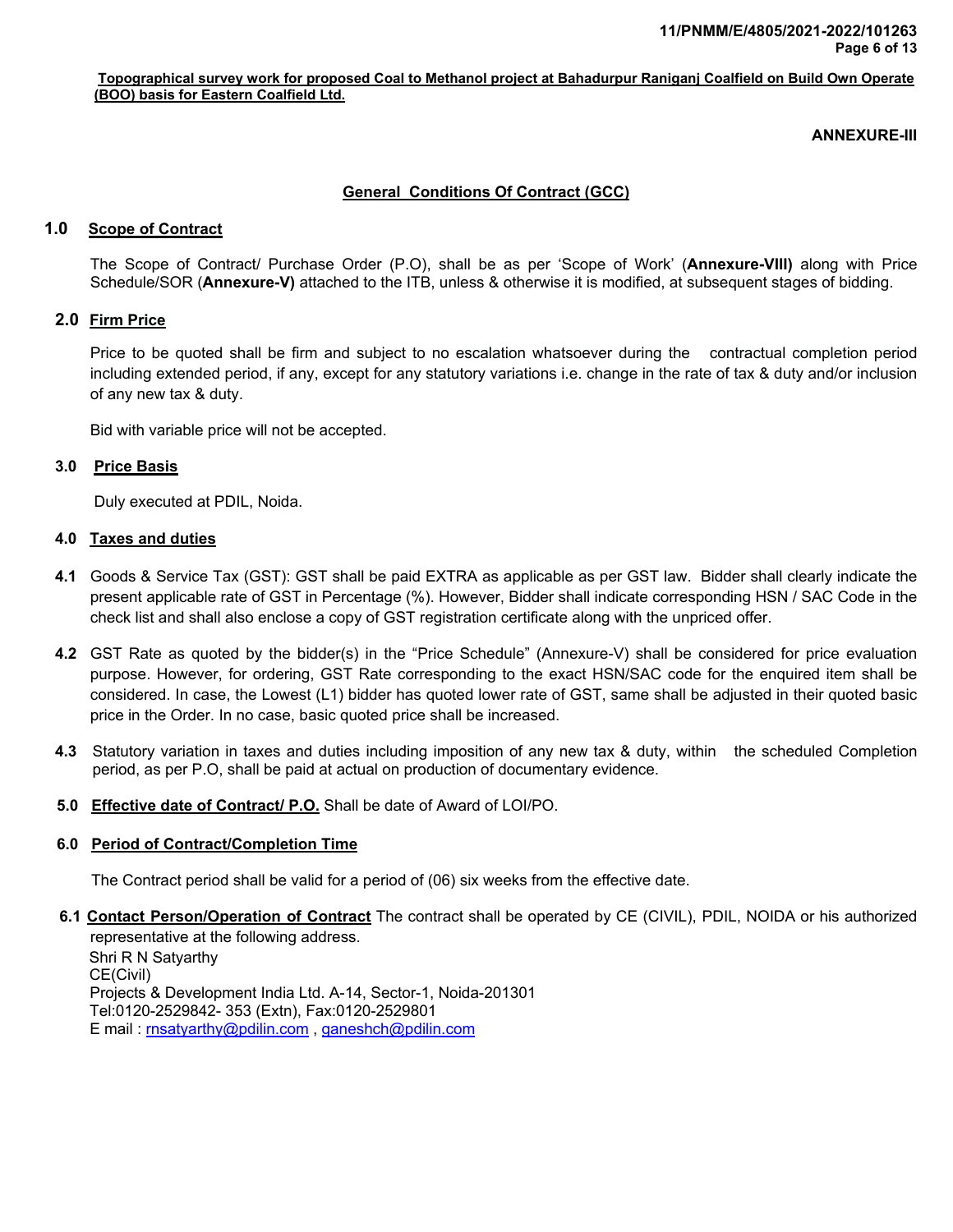**Topographical survey work for proposed Coal to Methanol project at Bahadurpur Raniganj Coalfield on Build Own Operate (BOO) basis for Eastern Coalfield Ltd.**

**ANNEXURE-III**

# General Conditions Of Contract (GCC)

## 1.0 Scope of Contract

The Scope of Contract/ Purchase Order (P.O), shall be as per 'Scope of Work' (**Annexure-VIII)** along with Price Schedule/SOR (**Annexure-V)** attached to the ITB, unless & otherwise it is modified, at subsequent stages of bidding.

## 2.0 Firm Price

Price to be quoted shall be firm and subject to no escalation whatsoever during the contractual completion period including extended period, if any, except for any statutory variations i.e. change in the rate of tax & duty and/or inclusion of any new tax & duty.

Bid with variable price will not be accepted.

## 3.0 Price Basis

Duly executed at PDIL, Noida.

## 4.0 Taxes and duties

**4.1** Goods & Service Tax (GST): GST shall be paid EXTRA as applicable as per GST law. Bidder shall clearly indicate the present applicable rate of GST in Percentage (%). However, Bidder shall indicate corresponding HSN / SAC Code in the check list and shall also enclose a copy of GST registration certificate along with the unpriced offer.

**4.2** GST Rate as quoted by the bidder(s) in the "Price Schedule" (Annexure-V) shall be considered for price evaluation purpose. However, for ordering, GST Rate corresponding to the exact HSN/SAC code for the enquired item shall be considered. In case, the Lowest (L1) bidder has quoted lower rate of GST, same shall be adjusted in their quoted basic price in the Order. In no case, basic quoted price shall be increased.

**4.3** Statutory variation in taxes and duties including imposition of any new tax & duty, within the scheduled Completion period, as per P.O, shall be paid at actual on production of documentary evidence.

## 5.0 Effective date of Contract/ P.O.

Shall be date of Award of LOI/PO.

## 6.0 Period of Contract/Completion Time

The Contract period shall be valid for a period of (06) six weeks from the effective date.

**6.1 Contact Person/Operation of Contract** The contract shall be operated by CE (CIVIL), PDIL, NOIDA or his authorized representative at the following address.

Shri R N Satyarthy
CE(Civil)
Projects & Development India Ltd. A-14, Sector-1, Noida-201301
Tel:0120-2529842- 353 (Extn), Fax:0120-2529801
E mail : rnsatyarthy@pdilin.com , ganeshch@pdilin.com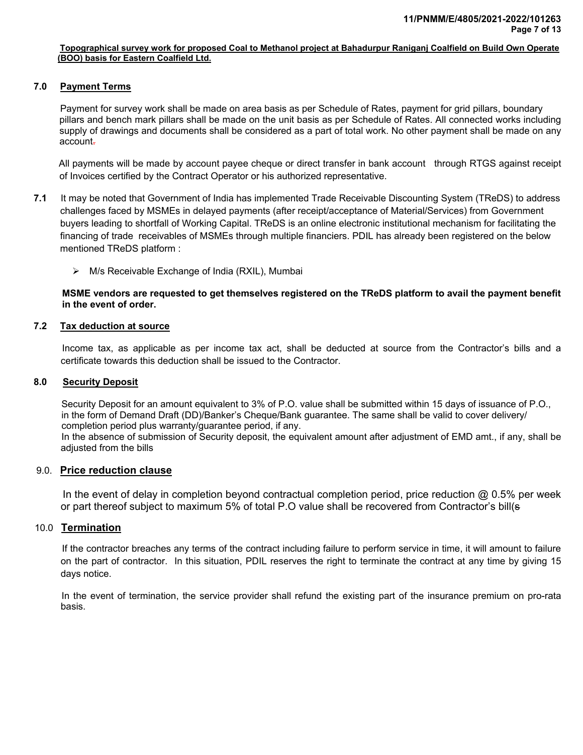**Topographical survey work for proposed Coal to Methanol project at Bahadurpur Raniganj Coalfield on Build Own Operate (BOO) basis for Eastern Coalfield Ltd.**

## 7.0 Payment Terms

Payment for survey work shall be made on area basis as per Schedule of Rates, payment for grid pillars, boundary pillars and bench mark pillars shall be made on the unit basis as per Schedule of Rates. All connected works including supply of drawings and documents shall be considered as a part of total work. No other payment shall be made on any account.

All payments will be made by account payee cheque or direct transfer in bank account through RTGS against receipt of Invoices certified by the Contract Operator or his authorized representative.

**7.1** It may be noted that Government of India has implemented Trade Receivable Discounting System (TReDS) to address challenges faced by MSMEs in delayed payments (after receipt/acceptance of Material/Services) from Government buyers leading to shortfall of Working Capital. TReDS is an online electronic institutional mechanism for facilitating the financing of trade receivables of MSMEs through multiple financiers. PDIL has already been registered on the below mentioned TReDS platform :

- M/s Receivable Exchange of India (RXIL), Mumbai

**MSME vendors are requested to get themselves registered on the TReDS platform to avail the payment benefit in the event of order.**

## 7.2 Tax deduction at source

Income tax, as applicable as per income tax act, shall be deducted at source from the Contractor's bills and a certificate towards this deduction shall be issued to the Contractor.

## 8.0 Security Deposit

Security Deposit for an amount equivalent to 3% of P.O. value shall be submitted within 15 days of issuance of P.O., in the form of Demand Draft (DD)/Banker's Cheque/Bank guarantee. The same shall be valid to cover delivery/ completion period plus warranty/guarantee period, if any.
In the absence of submission of Security deposit, the equivalent amount after adjustment of EMD amt., if any, shall be adjusted from the bills

## 9.0. Price reduction clause

In the event of delay in completion beyond contractual completion period, price reduction @ 0.5% per week or part thereof subject to maximum 5% of total P.O value shall be recovered from Contractor's bill(s

## 10.0 Termination

If the contractor breaches any terms of the contract including failure to perform service in time, it will amount to failure on the part of contractor. In this situation, PDIL reserves the right to terminate the contract at any time by giving 15 days notice.

In the event of termination, the service provider shall refund the existing part of the insurance premium on pro-rata basis.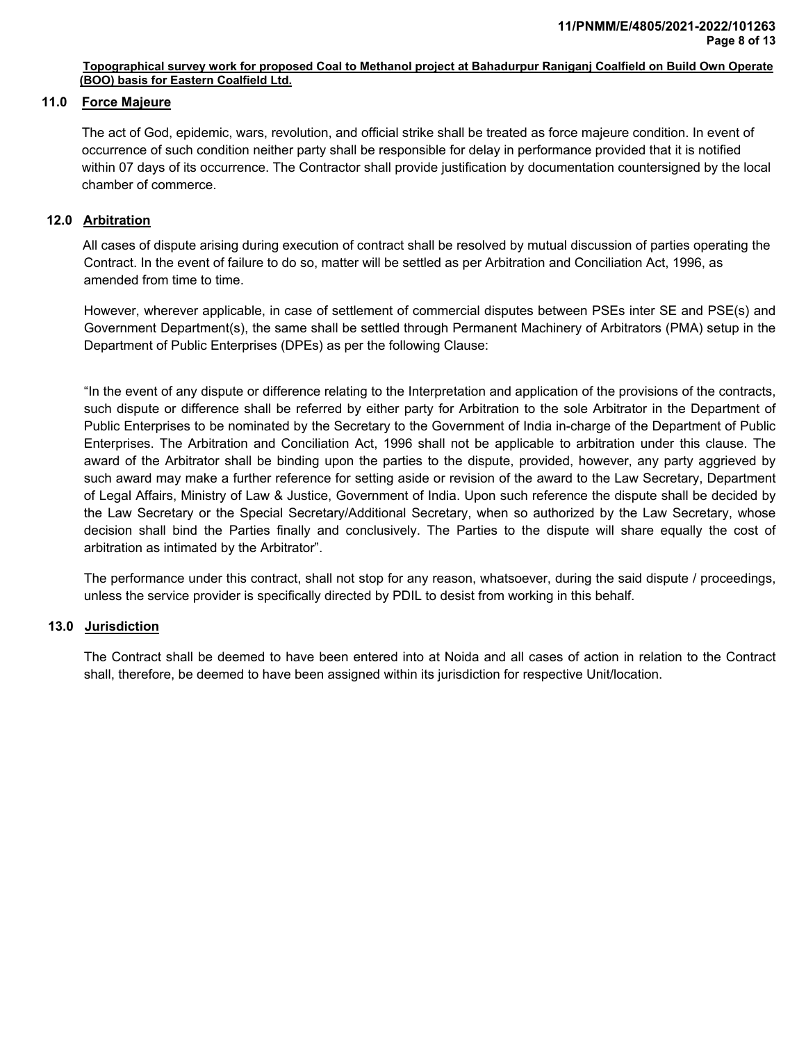**Topographical survey work for proposed Coal to Methanol project at Bahadurpur Raniganj Coalfield on Build Own Operate (BOO) basis for Eastern Coalfield Ltd.**

## 11.0 Force Majeure

The act of God, epidemic, wars, revolution, and official strike shall be treated as force majeure condition. In event of occurrence of such condition neither party shall be responsible for delay in performance provided that it is notified within 07 days of its occurrence. The Contractor shall provide justification by documentation countersigned by the local chamber of commerce.

## 12.0 Arbitration

All cases of dispute arising during execution of contract shall be resolved by mutual discussion of parties operating the Contract. In the event of failure to do so, matter will be settled as per Arbitration and Conciliation Act, 1996, as amended from time to time.

However, wherever applicable, in case of settlement of commercial disputes between PSEs inter SE and PSE(s) and Government Department(s), the same shall be settled through Permanent Machinery of Arbitrators (PMA) setup in the Department of Public Enterprises (DPEs) as per the following Clause:

"In the event of any dispute or difference relating to the Interpretation and application of the provisions of the contracts, such dispute or difference shall be referred by either party for Arbitration to the sole Arbitrator in the Department of Public Enterprises to be nominated by the Secretary to the Government of India in-charge of the Department of Public Enterprises. The Arbitration and Conciliation Act, 1996 shall not be applicable to arbitration under this clause. The award of the Arbitrator shall be binding upon the parties to the dispute, provided, however, any party aggrieved by such award may make a further reference for setting aside or revision of the award to the Law Secretary, Department of Legal Affairs, Ministry of Law & Justice, Government of India. Upon such reference the dispute shall be decided by the Law Secretary or the Special Secretary/Additional Secretary, when so authorized by the Law Secretary, whose decision shall bind the Parties finally and conclusively. The Parties to the dispute will share equally the cost of arbitration as intimated by the Arbitrator".

The performance under this contract, shall not stop for any reason, whatsoever, during the said dispute / proceedings, unless the service provider is specifically directed by PDIL to desist from working in this behalf.

## 13.0 Jurisdiction

The Contract shall be deemed to have been entered into at Noida and all cases of action in relation to the Contract shall, therefore, be deemed to have been assigned within its jurisdiction for respective Unit/location.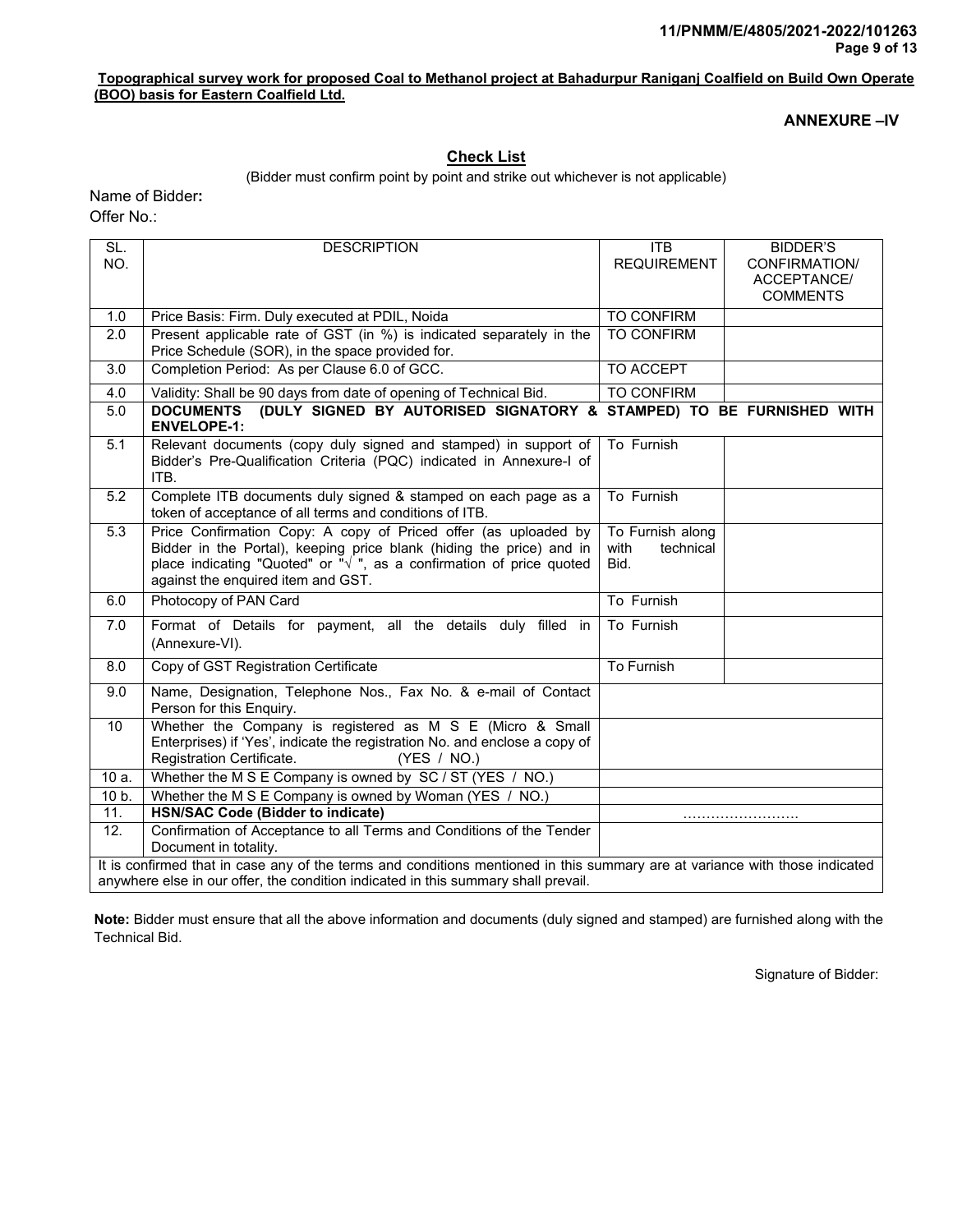**Topographical survey work for proposed Coal to Methanol project at Bahadurpur Raniganj Coalfield on Build Own Operate (BOO) basis for Eastern Coalfield Ltd.**

**ANNEXURE –IV**

## Check List

(Bidder must confirm point by point and strike out whichever is not applicable)

Name of Bidder**:**

Offer No.:

| SL. NO. | DESCRIPTION | ITB REQUIREMENT | BIDDER'S CONFIRMATION/ ACCEPTANCE/ COMMENTS |
|---|---|---|---|
| 1.0 | Price Basis: Firm. Duly executed at PDIL, Noida | TO CONFIRM | |
| 2.0 | Present applicable rate of GST (in %) is indicated separately in the Price Schedule (SOR), in the space provided for. | TO CONFIRM | |
| 3.0 | Completion Period: As per Clause 6.0 of GCC. | TO ACCEPT | |
| 4.0 | Validity: Shall be 90 days from date of opening of Technical Bid. | TO CONFIRM | |
| 5.0 | **DOCUMENTS (DULY SIGNED BY AUTORISED SIGNATORY & STAMPED) TO BE FURNISHED WITH ENVELOPE-1:** | | |
| 5.1 | Relevant documents (copy duly signed and stamped) in support of Bidder's Pre-Qualification Criteria (PQC) indicated in Annexure-I of ITB. | To Furnish | |
| 5.2 | Complete ITB documents duly signed & stamped on each page as a token of acceptance of all terms and conditions of ITB. | To Furnish | |
| 5.3 | Price Confirmation Copy: A copy of Priced offer (as uploaded by Bidder in the Portal), keeping price blank (hiding the price) and in place indicating "Quoted" or "√ ", as a confirmation of price quoted against the enquired item and GST. | To Furnish along with technical Bid. | |
| 6.0 | Photocopy of PAN Card | To Furnish | |
| 7.0 | Format of Details for payment, all the details duly filled in (Annexure-VI). | To Furnish | |
| 8.0 | Copy of GST Registration Certificate | To Furnish | |
| 9.0 | Name, Designation, Telephone Nos., Fax No. & e-mail of Contact Person for this Enquiry. | | |
| 10 | Whether the Company is registered as M S E (Micro & Small Enterprises) if 'Yes', indicate the registration No. and enclose a copy of Registration Certificate. (YES / NO.) | | |
| 10 a. | Whether the M S E Company is owned by SC / ST (YES / NO.) | | |
| 10 b. | Whether the M S E Company is owned by Woman (YES / NO.) | | |
| 11. | **HSN/SAC Code (Bidder to indicate)** | …………………… | |
| 12. | Confirmation of Acceptance to all Terms and Conditions of the Tender Document in totality. | | |
| It is confirmed that in case any of the terms and conditions mentioned in this summary are at variance with those indicated anywhere else in our offer, the condition indicated in this summary shall prevail. | | | |

**Note:** Bidder must ensure that all the above information and documents (duly signed and stamped) are furnished along with the Technical Bid.

Signature of Bidder: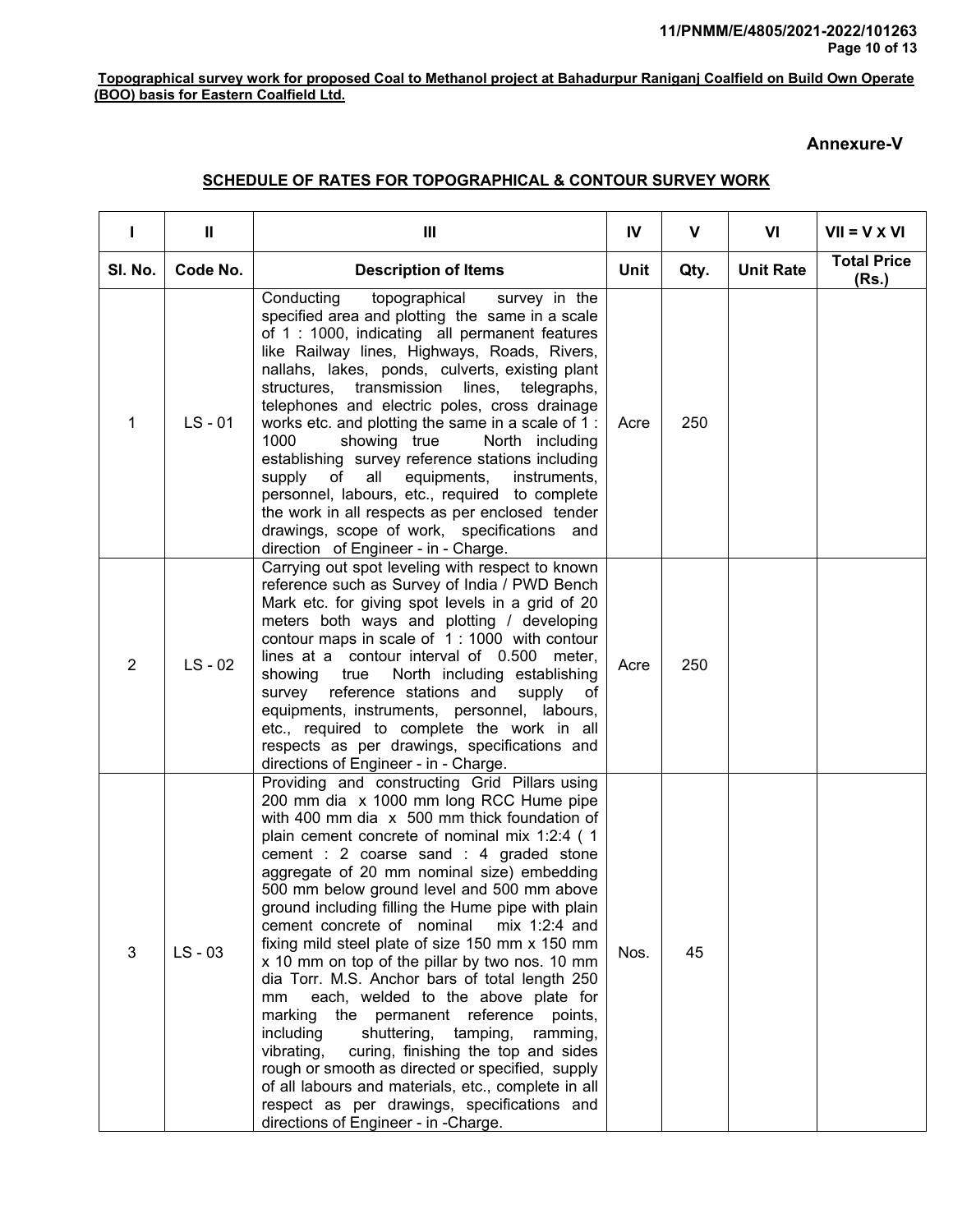**Topographical survey work for proposed Coal to Methanol project at Bahadurpur Raniganj Coalfield on Build Own Operate (BOO) basis for Eastern Coalfield Ltd.**

**Annexure-V**

## SCHEDULE OF RATES FOR TOPOGRAPHICAL & CONTOUR SURVEY WORK

| I | II | III | IV | V | VI | VII = V X VI |
|---|---|---|---|---|---|---|
| **Sl. No.** | **Code No.** | **Description of Items** | **Unit** | **Qty.** | **Unit Rate** | **Total Price (Rs.)** |
| 1 | LS - 01 | Conducting topographical survey in the specified area and plotting the same in a scale of 1 : 1000, indicating all permanent features like Railway lines, Highways, Roads, Rivers, nallahs, lakes, ponds, culverts, existing plant structures, transmission lines, telegraphs, telephones and electric poles, cross drainage works etc. and plotting the same in a scale of 1 : 1000 showing true North including establishing survey reference stations including supply of all equipments, instruments, personnel, labours, etc., required to complete the work in all respects as per enclosed tender drawings, scope of work, specifications and direction of Engineer - in - Charge. | Acre | 250 | | |
| 2 | LS - 02 | Carrying out spot leveling with respect to known reference such as Survey of India / PWD Bench Mark etc. for giving spot levels in a grid of 20 meters both ways and plotting / developing contour maps in scale of 1 : 1000 with contour lines at a contour interval of 0.500 meter, showing true North including establishing survey reference stations and supply of equipments, instruments, personnel, labours, etc., required to complete the work in all respects as per drawings, specifications and directions of Engineer - in - Charge. | Acre | 250 | | |
| 3 | LS - 03 | Providing and constructing Grid Pillars using 200 mm dia x 1000 mm long RCC Hume pipe with 400 mm dia x 500 mm thick foundation of plain cement concrete of nominal mix 1:2:4 ( 1 cement : 2 coarse sand : 4 graded stone aggregate of 20 mm nominal size) embedding 500 mm below ground level and 500 mm above ground including filling the Hume pipe with plain cement concrete of nominal mix 1:2:4 and fixing mild steel plate of size 150 mm x 150 mm x 10 mm on top of the pillar by two nos. 10 mm dia Torr. M.S. Anchor bars of total length 250 mm each, welded to the above plate for marking the permanent reference points, including shuttering, tamping, ramming, vibrating, curing, finishing the top and sides rough or smooth as directed or specified, supply of all labours and materials, etc., complete in all respect as per drawings, specifications and directions of Engineer - in -Charge. | Nos. | 45 | | |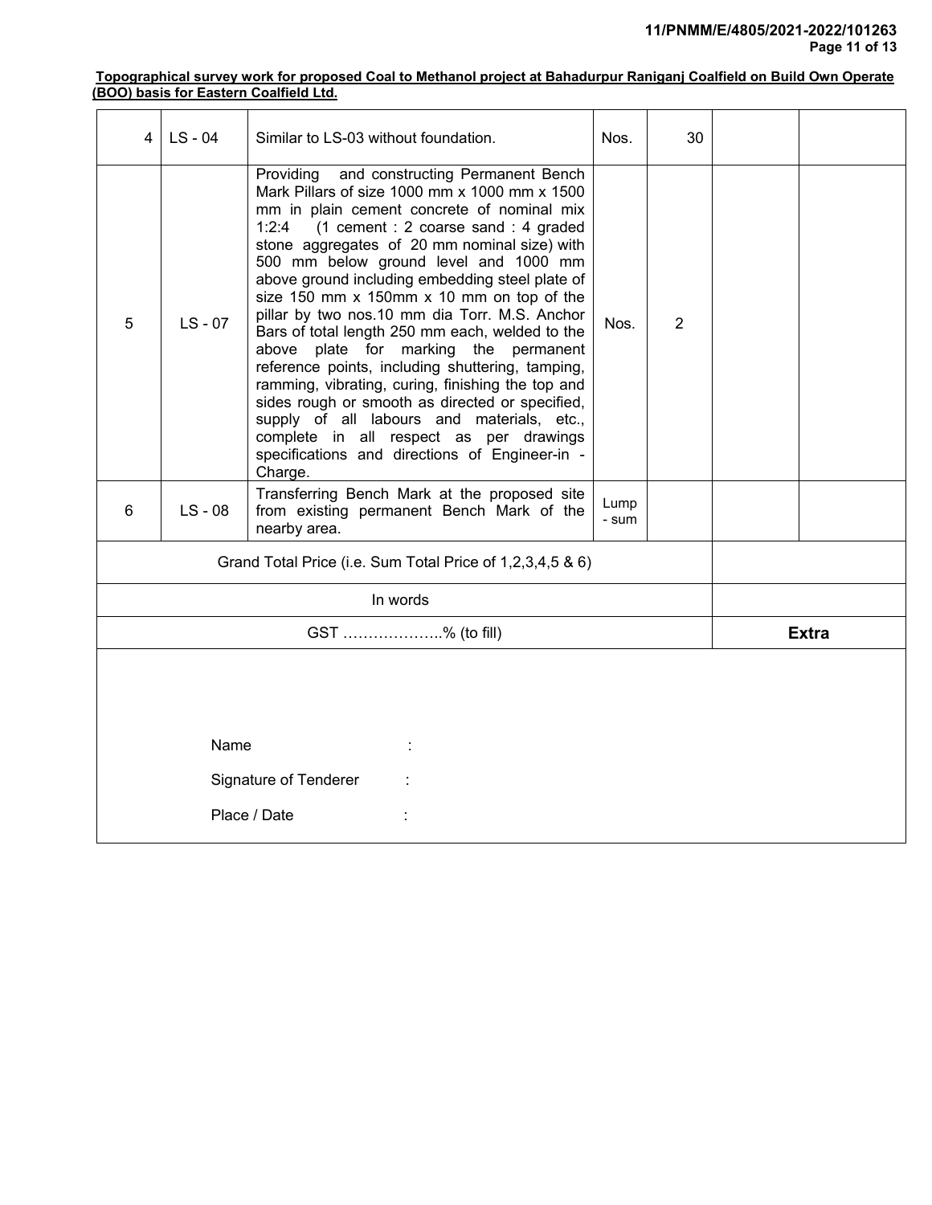**Topographical survey work for proposed Coal to Methanol project at Bahadurpur Raniganj Coalfield on Build Own Operate (BOO) basis for Eastern Coalfield Ltd.**

| | | | | | | |
|---|---|---|---|---|---|---|
| 4 | LS - 04 | Similar to LS-03 without foundation. | Nos. | 30 | | |
| 5 | LS - 07 | Providing and constructing Permanent Bench Mark Pillars of size 1000 mm x 1000 mm x 1500 mm in plain cement concrete of nominal mix 1:2:4 (1 cement : 2 coarse sand : 4 graded stone aggregates of 20 mm nominal size) with 500 mm below ground level and 1000 mm above ground including embedding steel plate of size 150 mm x 150mm x 10 mm on top of the pillar by two nos.10 mm dia Torr. M.S. Anchor Bars of total length 250 mm each, welded to the above plate for marking the permanent reference points, including shuttering, tamping, ramming, vibrating, curing, finishing the top and sides rough or smooth as directed or specified, supply of all labours and materials, etc., complete in all respect as per drawings specifications and directions of Engineer-in - Charge. | Nos. | 2 | | |
| 6 | LS - 08 | Transferring Bench Mark at the proposed site from existing permanent Bench Mark of the nearby area. | Lump - sum | | | |
| Grand Total Price (i.e. Sum Total Price of 1,2,3,4,5 & 6) | | | | | | |
| In words | | | | | | |
| GST ………………..% (to fill) | | | | | **Extra** | |

Name :

Signature of Tenderer :

Place / Date :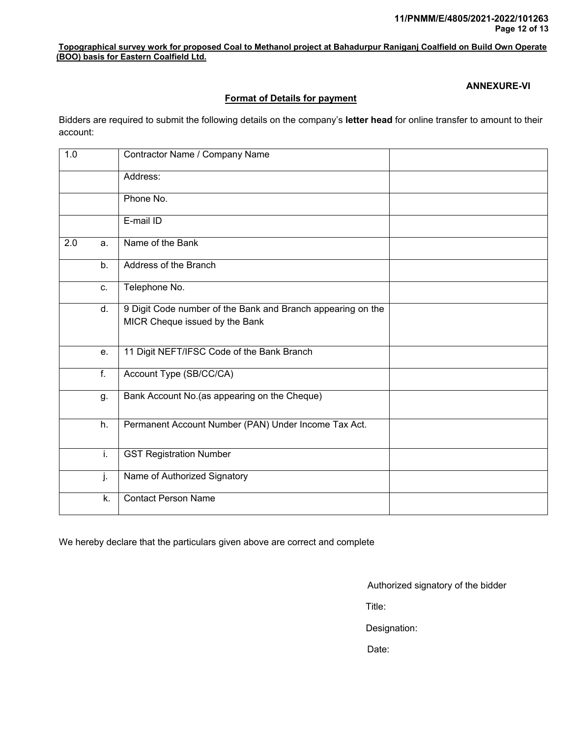**Topographical survey work for proposed Coal to Methanol project at Bahadurpur Raniganj Coalfield on Build Own Operate (BOO) basis for Eastern Coalfield Ltd.**

**ANNEXURE-VI**

## Format of Details for payment

Bidders are required to submit the following details on the company's **letter head** for online transfer to amount to their account:

| | | | |
|---|---|---|---|
| 1.0 | | Contractor Name / Company Name | |
| | | Address: | |
| | | Phone No. | |
| | | E-mail ID | |
| 2.0 | a. | Name of the Bank | |
| | b. | Address of the Branch | |
| | c. | Telephone No. | |
| | d. | 9 Digit Code number of the Bank and Branch appearing on the MICR Cheque issued by the Bank | |
| | e. | 11 Digit NEFT/IFSC Code of the Bank Branch | |
| | f. | Account Type (SB/CC/CA) | |
| | g. | Bank Account No.(as appearing on the Cheque) | |
| | h. | Permanent Account Number (PAN) Under Income Tax Act. | |
| | i. | GST Registration Number | |
| | j. | Name of Authorized Signatory | |
| | k. | Contact Person Name | |

We hereby declare that the particulars given above are correct and complete

Authorized signatory of the bidder

Title:

Designation:

Date: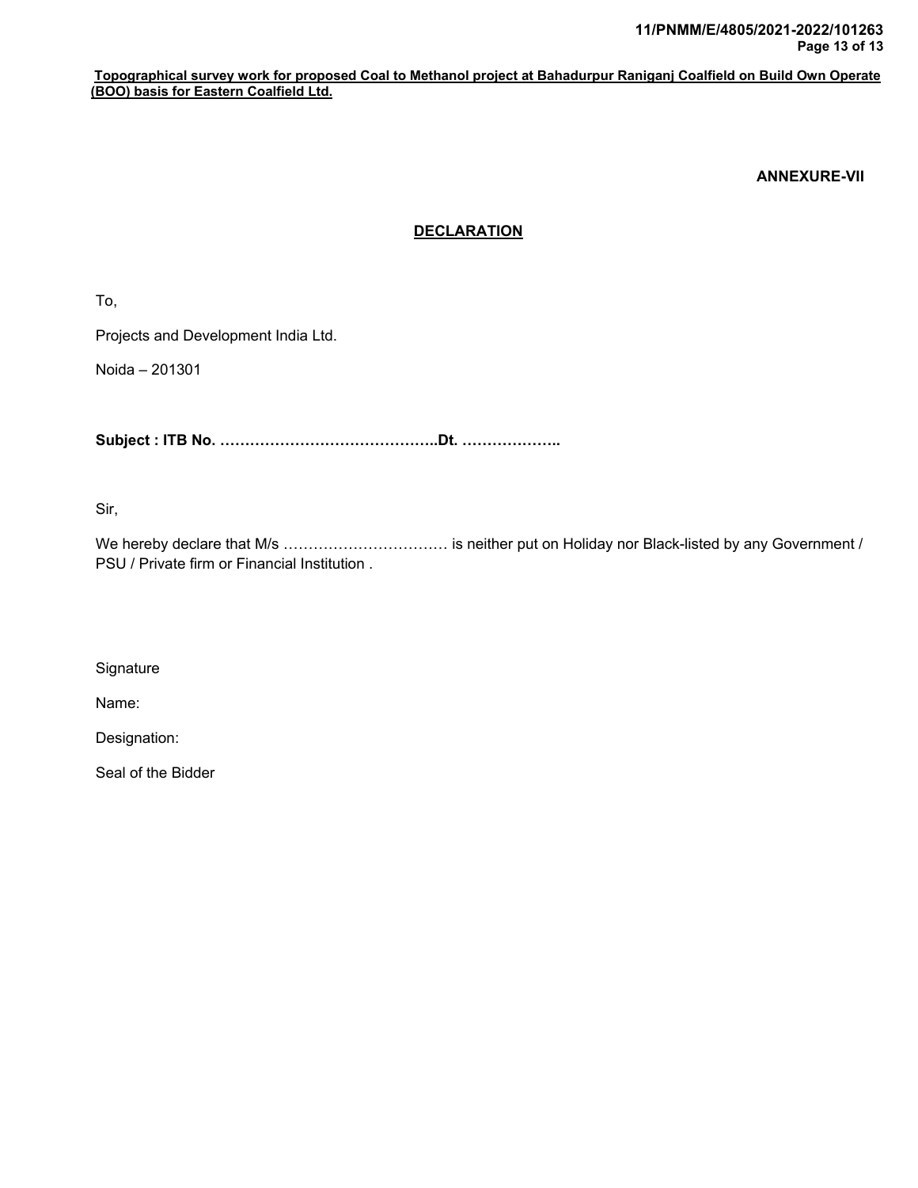**Topographical survey work for proposed Coal to Methanol project at Bahadurpur Raniganj Coalfield on Build Own Operate (BOO) basis for Eastern Coalfield Ltd.**

**ANNEXURE-VII**

## DECLARATION

To,

Projects and Development India Ltd.

Noida – 201301

**Subject : ITB No. ……………………………………..Dt. ………………..**

Sir,

We hereby declare that M/s …………………………… is neither put on Holiday nor Black-listed by any Government / PSU / Private firm or Financial Institution .

Signature

Name:

Designation:

Seal of the Bidder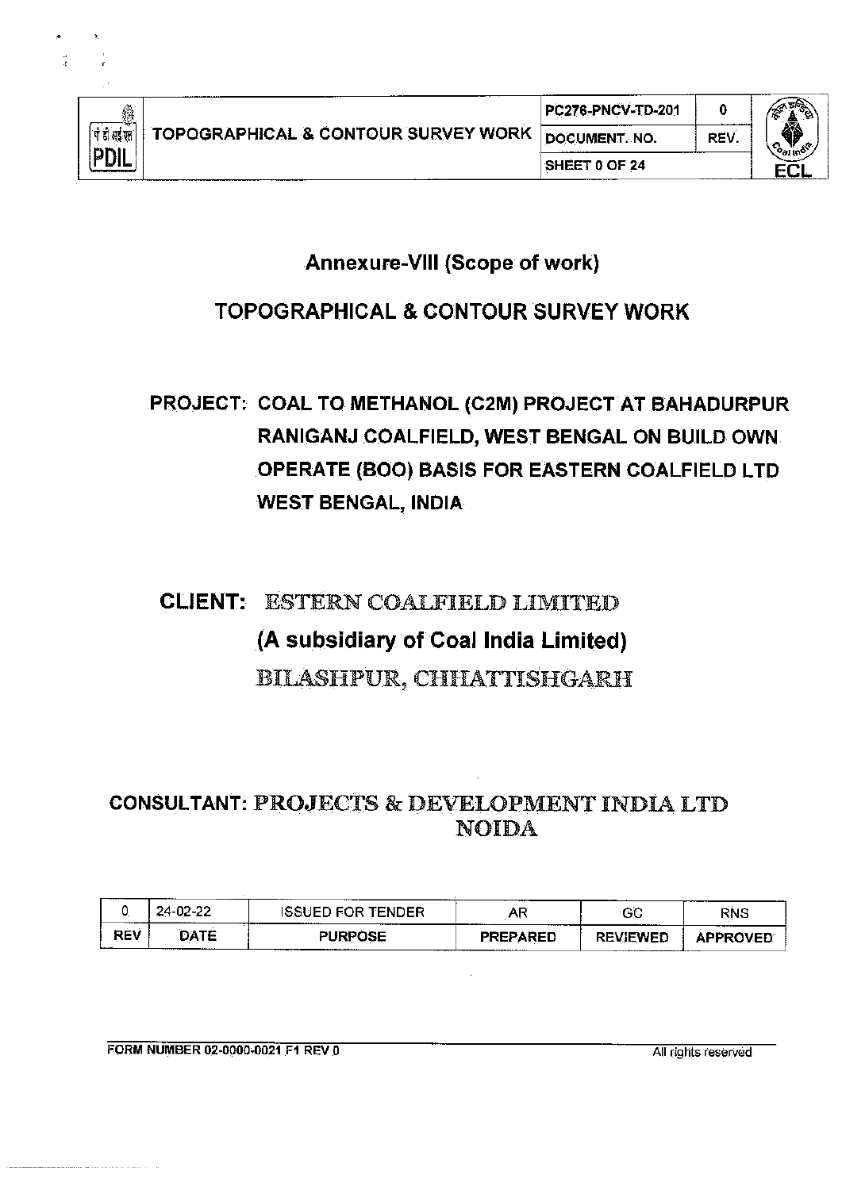| PDIL | TOPOGRAPHICAL & CONTOUR SURVEY WORK | PC276-PNCV-TD-201 | 0 | ECL |
|---|---|---|---|---|
| | | DOCUMENT. NO. | REV. | |
| | | SHEET 0 OF 24 | | |

# Annexure-VIII (Scope of work)

# TOPOGRAPHICAL & CONTOUR SURVEY WORK

**PROJECT: COAL TO METHANOL (C2M) PROJECT AT BAHADURPUR RANIGANJ COALFIELD, WEST BENGAL ON BUILD OWN OPERATE (BOO) BASIS FOR EASTERN COALFIELD LTD WEST BENGAL, INDIA**

**CLIENT: ESTERN COALFIELD LIMITED**
**(A subsidiary of Coal India Limited)**
**BILASHPUR, CHHATTISHGARH**

**CONSULTANT: PROJECTS & DEVELOPMENT INDIA LTD NOIDA**

| 0 | 24-02-22 | ISSUED FOR TENDER | AR | GC | RNS |
|---|---|---|---|---|---|
| REV | DATE | PURPOSE | PREPARED | REVIEWED | APPROVED |

FORM NUMBER 02-0000-0021 F1 REV 0 All rights reserved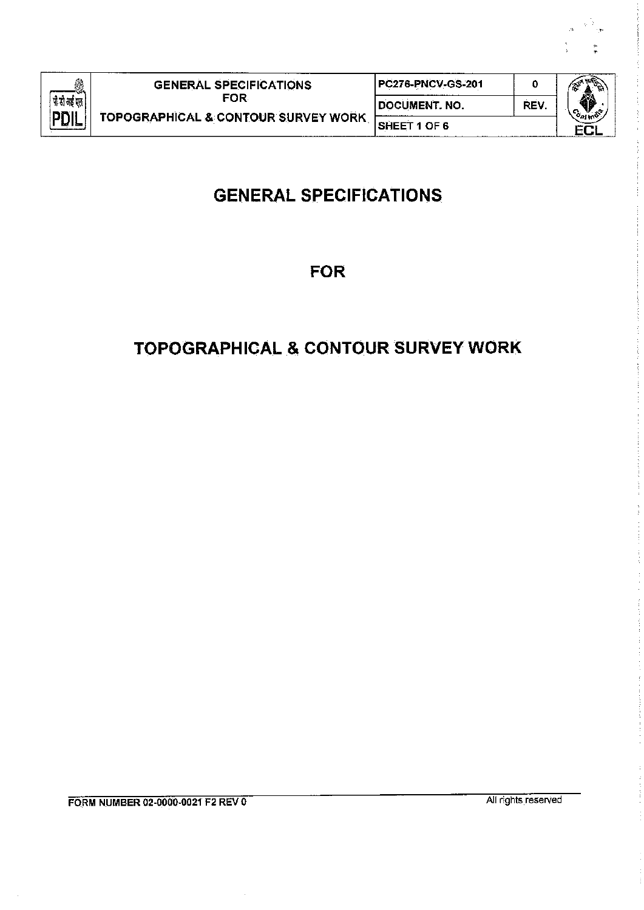# GENERAL SPECIFICATIONS

# FOR

# TOPOGRAPHICAL & CONTOUR SURVEY WORK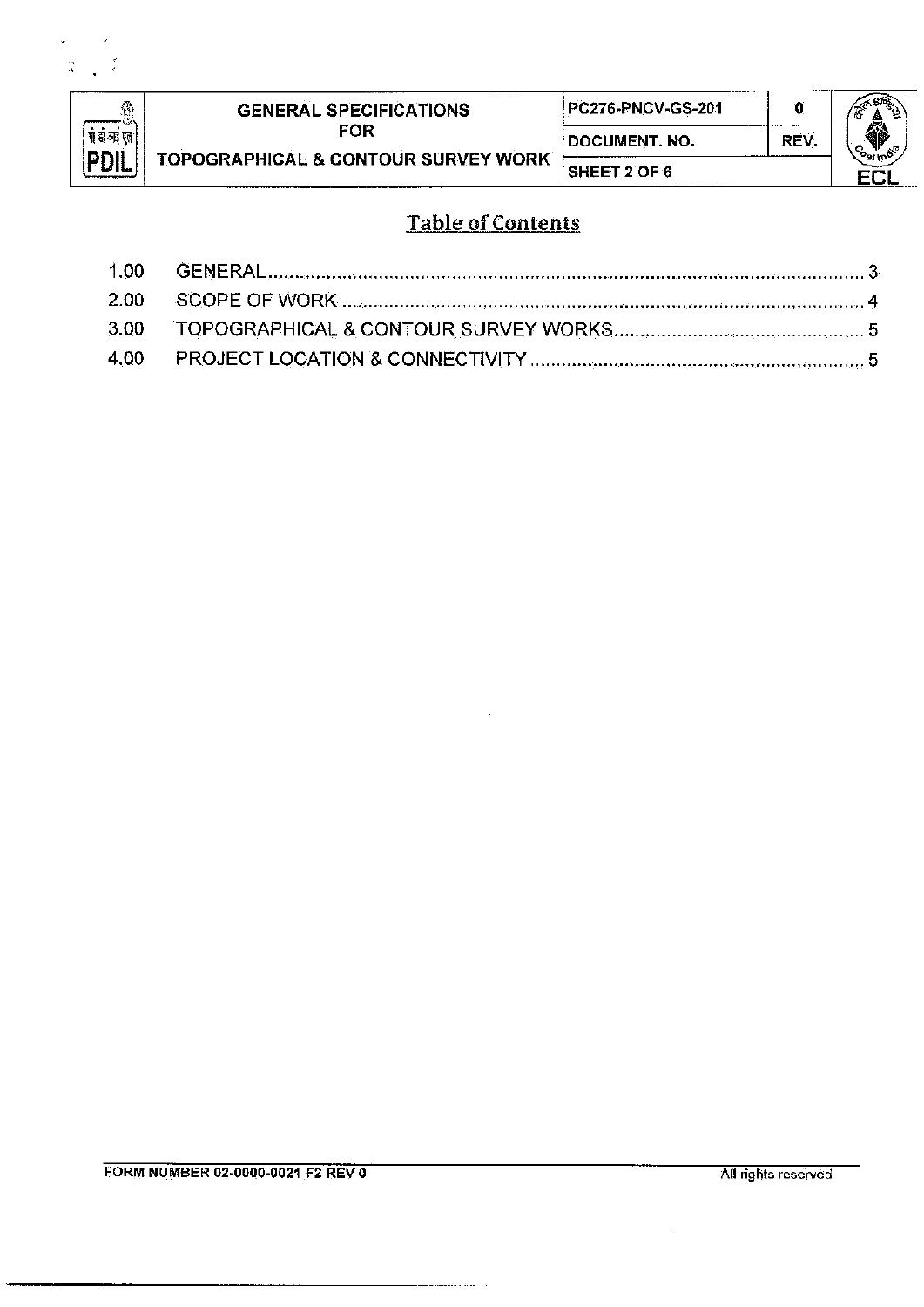## Table of Contents

| | | |
|---|---|---|
| 1.00 | GENERAL | 3 |
| 2.00 | SCOPE OF WORK | 4 |
| 3.00 | TOPOGRAPHICAL & CONTOUR SURVEY WORKS | 5 |
| 4.00 | PROJECT LOCATION & CONNECTIVITY | 5 |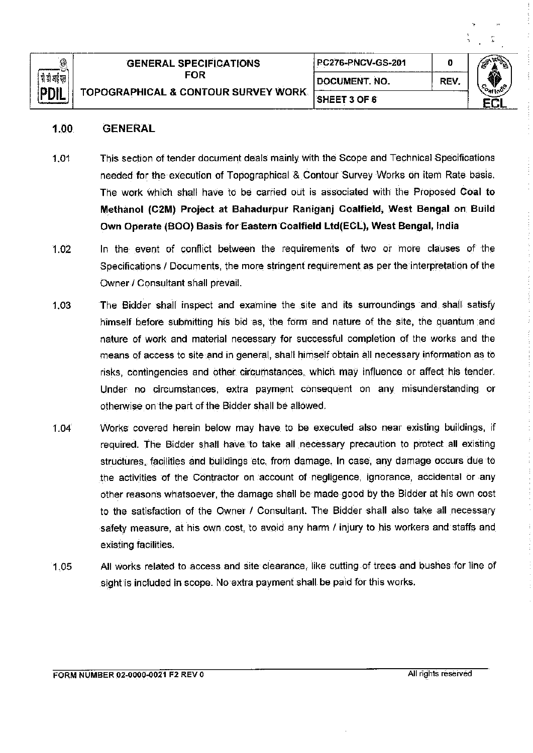## 1.00 GENERAL

1.01 This section of tender document deals mainly with the Scope and Technical Specifications needed for the execution of Topographical & Contour Survey Works on item Rate basis. The work which shall have to be carried out is associated with the Proposed **Coal to Methanol (C2M) Project at Bahadurpur Raniganj Coalfield, West Bengal on Build Own Operate (BOO) Basis for Eastern Coalfield Ltd(ECL), West Bengal, India**

1.02 In the event of conflict between the requirements of two or more clauses of the Specifications / Documents, the more stringent requirement as per the interpretation of the Owner / Consultant shall prevail.

1.03 The Bidder shall inspect and examine the site and its surroundings and shall satisfy himself before submitting his bid as, the form and nature of the site, the quantum and nature of work and material necessary for successful completion of the works and the means of access to site and in general, shall himself obtain all necessary information as to risks, contingencies and other circumstances, which may influence or affect his tender. Under no circumstances, extra payment consequent on any misunderstanding or otherwise on the part of the Bidder shall be allowed.

1.04 Works covered herein below may have to be executed also near existing buildings, if required. The Bidder shall have to take all necessary precaution to protect all existing structures, facilities and buildings etc. from damage. In case, any damage occurs due to the activities of the Contractor on account of negligence, ignorance, accidental or any other reasons whatsoever, the damage shall be made good by the Bidder at his own cost to the satisfaction of the Owner / Consultant. The Bidder shall also take all necessary safety measure, at his own cost, to avoid any harm / injury to his workers and staffs and existing facilities.

1.05 All works related to access and site clearance, like cutting of trees and bushes for line of sight is included in scope. No extra payment shall be paid for this works.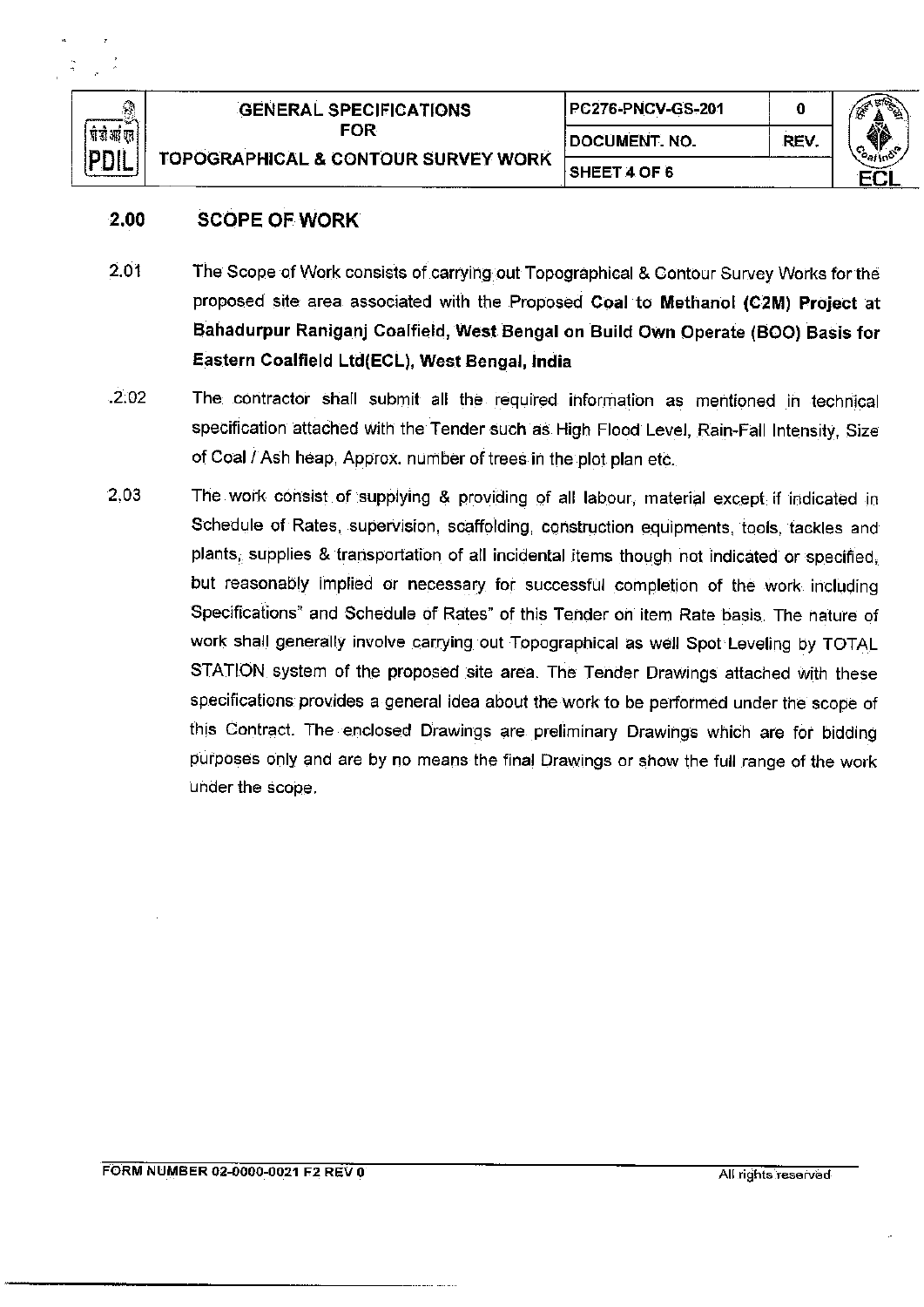## 2.00 SCOPE OF WORK

2.01 The Scope of Work consists of carrying out Topographical & Contour Survey Works for the proposed site area associated with the Proposed **Coal to Methanol (C2M) Project at Bahadurpur Raniganj Coalfield, West Bengal on Build Own Operate (BOO) Basis for Eastern Coalfield Ltd(ECL), West Bengal, India**

2.02 The contractor shall submit all the required information as mentioned in technical specification attached with the Tender such as High Flood Level, Rain-Fall Intensity, Size of Coal / Ash heap, Approx. number of trees in the plot plan etc.

2.03 The work consist of supplying & providing of all labour, material except if indicated in Schedule of Rates, supervision, scaffolding, construction equipments, tools, tackles and plants, supplies & transportation of all incidental items though not indicated or specified, but reasonably implied or necessary for successful completion of the work including Specifications" and Schedule of Rates" of this Tender on item Rate basis. The nature of work shall generally involve carrying out Topographical as well Spot Leveling by TOTAL STATION system of the proposed site area. The Tender Drawings attached with these specifications provides a general idea about the work to be performed under the scope of this Contract. The enclosed Drawings are preliminary Drawings which are for bidding purposes only and are by no means the final Drawings or show the full range of the work under the scope.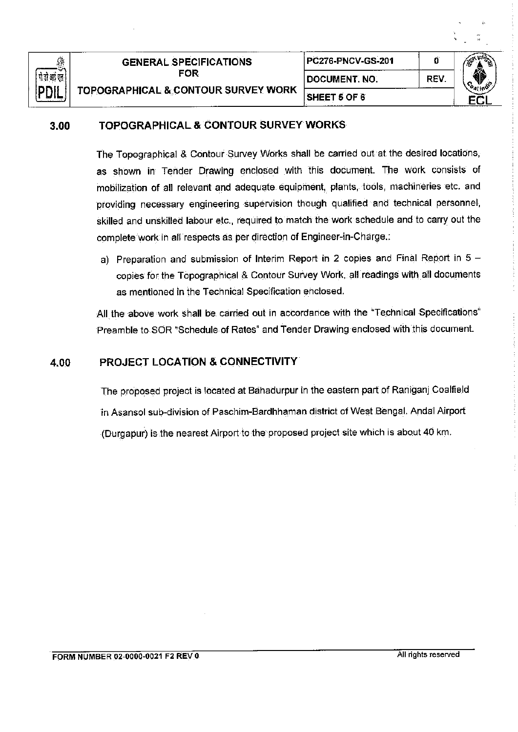## 3.00 TOPOGRAPHICAL & CONTOUR SURVEY WORKS

The Topographical & Contour Survey Works shall be carried out at the desired locations, as shown in Tender Drawing enclosed with this document. The work consists of mobilization of all relevant and adequate equipment, plants, tools, machineries etc. and providing necessary engineering supervision though qualified and technical personnel, skilled and unskilled labour etc., required to match the work schedule and to carry out the complete work in all respects as per direction of Engineer-in-Charge.:

a) Preparation and submission of Interim Report in 2 copies and Final Report in 5 – copies for the Topographical & Contour Survey Work, all readings with all documents as mentioned in the Technical Specification enclosed.

All the above work shall be carried out in accordance with the "Technical Specifications" Preamble to SOR "Schedule of Rates" and Tender Drawing enclosed with this document.

## 4.00 PROJECT LOCATION & CONNECTIVITY

The proposed project is located at Bahadurpur in the eastern part of Raniganj Coalfield in Asansol sub-division of Paschim-Bardhhaman district of West Bengal. Andal Airport (Durgapur) is the nearest Airport to the proposed project site which is about 40 km.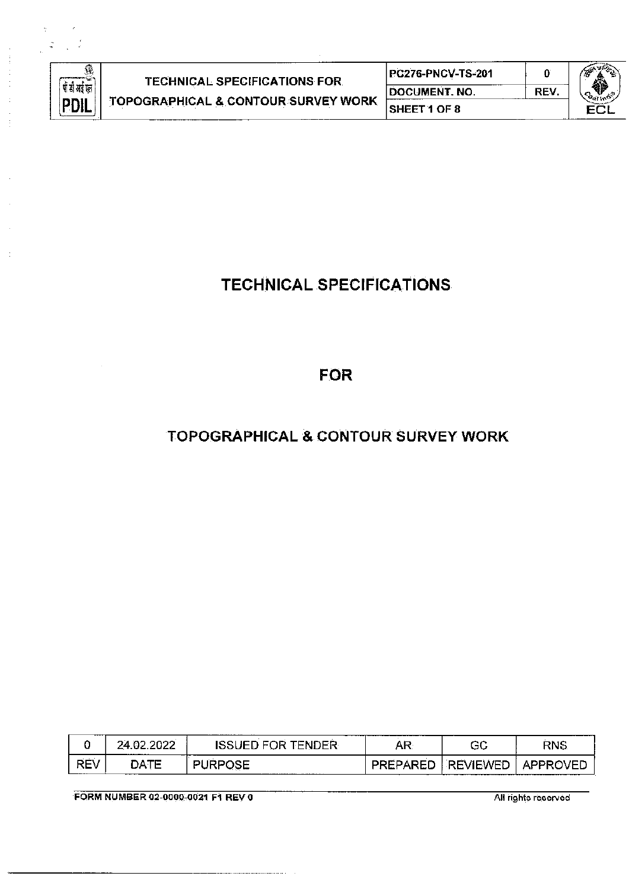# TECHNICAL SPECIFICATIONS

# FOR

# TOPOGRAPHICAL & CONTOUR SURVEY WORK

| 0 | 24.02.2022 | ISSUED FOR TENDER | AR | GC | RNS |
|---|---|---|---|---|---|
| REV | DATE | PURPOSE | PREPARED | REVIEWED | APPROVED |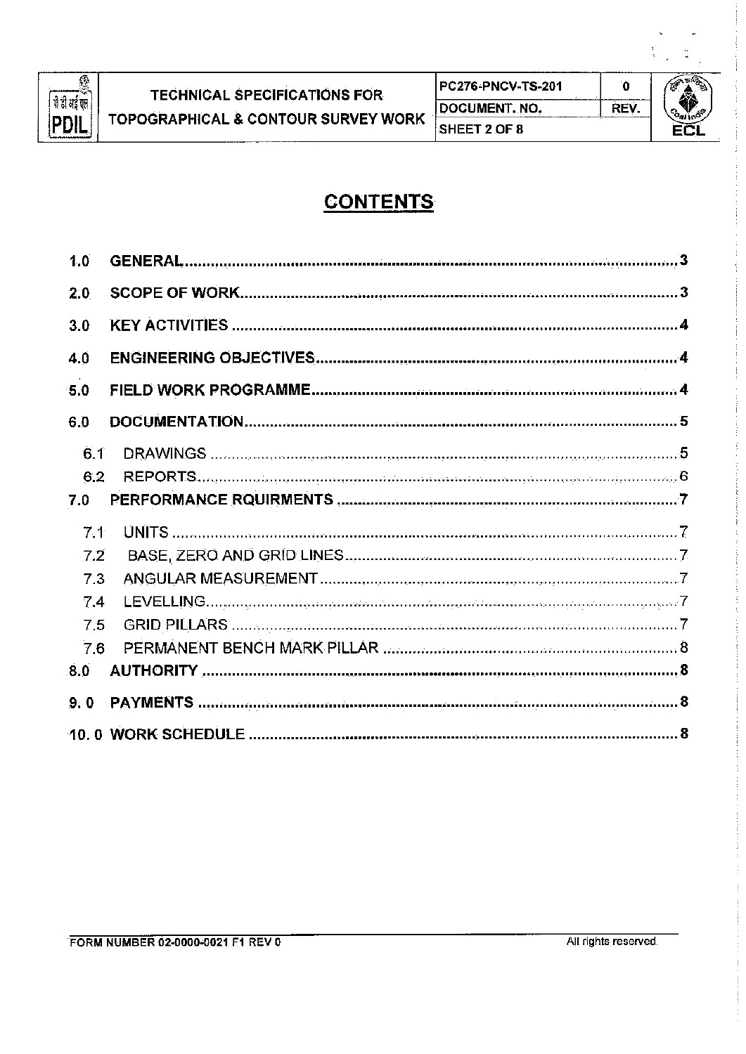# CONTENTS

| | | |
|---|---|---|
| **1.0** | **GENERAL** | **3** |
| **2.0** | **SCOPE OF WORK** | **3** |
| **3.0** | **KEY ACTIVITIES** | **4** |
| **4.0** | **ENGINEERING OBJECTIVES** | **4** |
| **5.0** | **FIELD WORK PROGRAMME** | **4** |
| **6.0** | **DOCUMENTATION** | **5** |
| 6.1 | DRAWINGS | 5 |
| 6.2 | REPORTS | 6 |
| **7.0** | **PERFORMANCE RQUIRMENTS** | **7** |
| 7.1 | UNITS | 7 |
| 7.2 | BASE, ZERO AND GRID LINES | 7 |
| 7.3 | ANGULAR MEASUREMENT | 7 |
| 7.4 | LEVELLING | 7 |
| 7.5 | GRID PILLARS | 7 |
| 7.6 | PERMANENT BENCH MARK PILLAR | 8 |
| **8.0** | **AUTHORITY** | **8** |
| **9. 0** | **PAYMENTS** | **8** |
| **10. 0** | **WORK SCHEDULE** | **8** |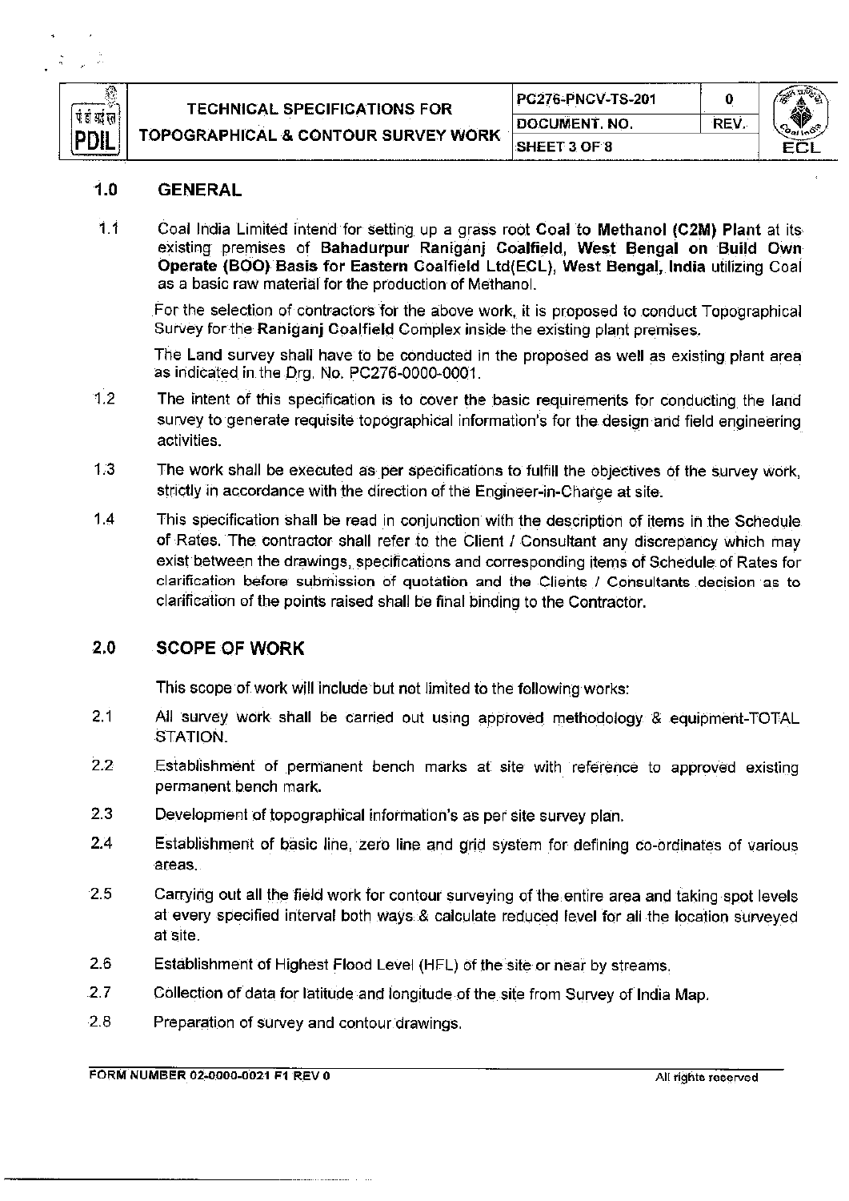## 1.0 GENERAL

1.1 Coal India Limited intend for setting up a grass root **Coal to Methanol (C2M) Plant** at its existing premises of **Bahadurpur Raniganj Coalfield, West Bengal on Build Own Operate (BOO) Basis for Eastern Coalfield Ltd(ECL), West Bengal, India** utilizing Coal as a basic raw material for the production of Methanol.

For the selection of contractors for the above work, it is proposed to conduct Topographical Survey for the **Raniganj Coalfield** Complex inside the existing plant premises.

The Land survey shall have to be conducted in the proposed as well as existing plant area as indicated in the Drg. No. PC276-0000-0001.

1.2 The intent of this specification is to cover the basic requirements for conducting the land survey to generate requisite topographical information's for the design and field engineering activities.

1.3 The work shall be executed as per specifications to fulfill the objectives of the survey work, strictly in accordance with the direction of the Engineer-in-Charge at site.

1.4 This specification shall be read in conjunction with the description of items in the Schedule of Rates. The contractor shall refer to the Client / Consultant any discrepancy which may exist between the drawings, specifications and corresponding items of Schedule of Rates for clarification before submission of quotation and the Clients / Consultants decision as to clarification of the points raised shall be final binding to the Contractor.

## 2.0 SCOPE OF WORK

This scope of work will include but not limited to the following works:

2.1 All survey work shall be carried out using approved methodology & equipment-TOTAL STATION.

2.2 Establishment of permanent bench marks at site with reference to approved existing permanent bench mark.

2.3 Development of topographical information's as per site survey plan.

2.4 Establishment of basic line, zero line and grid system for defining co-ordinates of various areas.

2.5 Carrying out all the field work for contour surveying of the entire area and taking spot levels at every specified interval both ways & calculate reduced level for all the location surveyed at site.

2.6 Establishment of Highest Flood Level (HFL) of the site or near by streams.

2.7 Collection of data for latitude and longitude of the site from Survey of India Map.

2.8 Preparation of survey and contour drawings.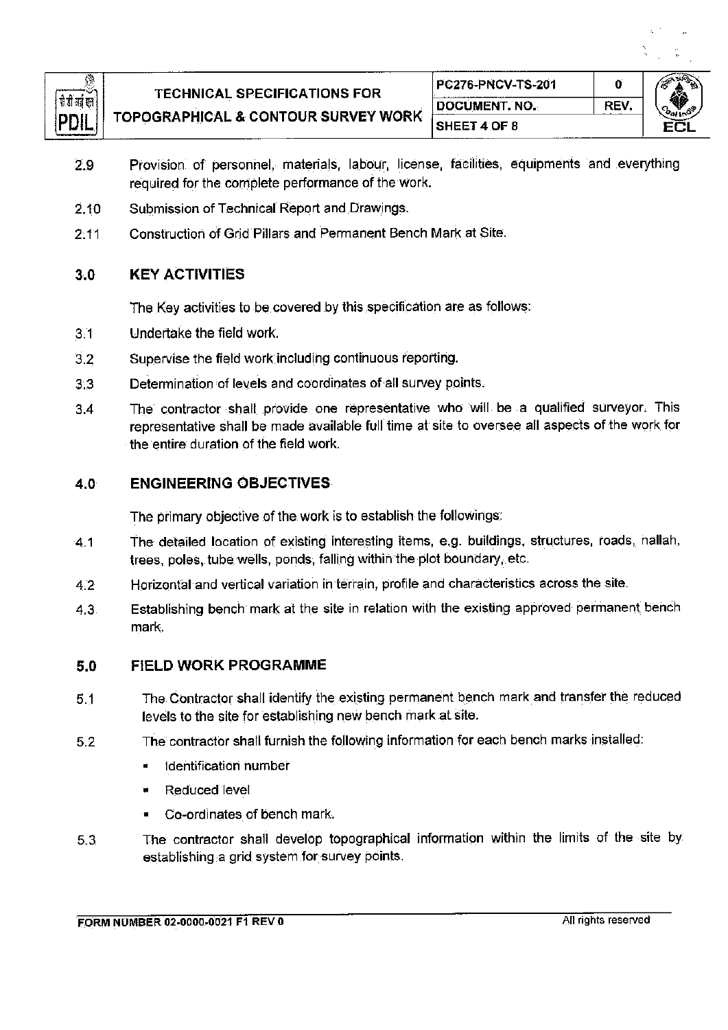2.9 Provision of personnel, materials, labour, license, facilities, equipments and everything required for the complete performance of the work.

2.10 Submission of Technical Report and Drawings.

2.11 Construction of Grid Pillars and Permanent Bench Mark at Site.

## 3.0 KEY ACTIVITIES

The Key activities to be covered by this specification are as follows:

3.1 Undertake the field work.

3.2 Supervise the field work including continuous reporting.

3.3 Determination of levels and coordinates of all survey points.

3.4 The contractor shall provide one representative who will be a qualified surveyor. This representative shall be made available full time at site to oversee all aspects of the work for the entire duration of the field work.

## 4.0 ENGINEERING OBJECTIVES

The primary objective of the work is to establish the followings:

4.1 The detailed location of existing interesting items, e.g. buildings, structures, roads, nallah, trees, poles, tube wells, ponds, falling within the plot boundary, etc.

4.2 Horizontal and vertical variation in terrain, profile and characteristics across the site.

4.3 Establishing bench mark at the site in relation with the existing approved permanent bench mark.

## 5.0 FIELD WORK PROGRAMME

5.1 The Contractor shall identify the existing permanent bench mark and transfer the reduced levels to the site for establishing new bench mark at site.

5.2 The contractor shall furnish the following information for each bench marks installed:

- Identification number
- Reduced level
- Co-ordinates of bench mark.

5.3 The contractor shall develop topographical information within the limits of the site by establishing a grid system for survey points.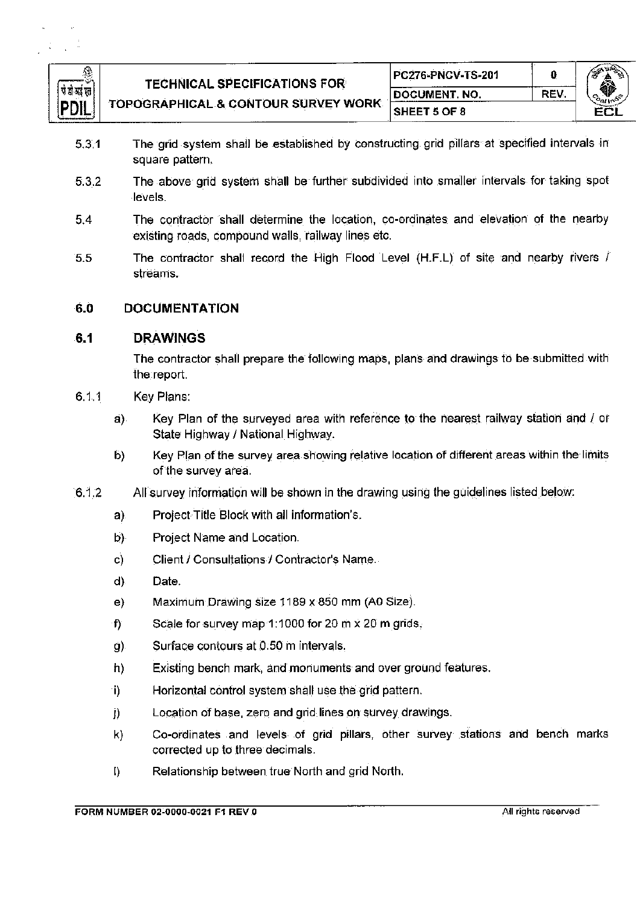5.3.1 The grid system shall be established by constructing grid pillars at specified intervals in square pattern.

5.3.2 The above grid system shall be further subdivided into smaller intervals for taking spot levels.

5.4 The contractor shall determine the location, co-ordinates and elevation of the nearby existing roads, compound walls, railway lines etc.

5.5 The contractor shall record the High Flood Level (H.F.L) of site and nearby rivers / streams.

## 6.0 DOCUMENTATION

### 6.1 DRAWINGS

The contractor shall prepare the following maps, plans and drawings to be submitted with the report.

6.1.1 Key Plans:

a) Key Plan of the surveyed area with reference to the nearest railway station and / or State Highway / National Highway.

b) Key Plan of the survey area showing relative location of different areas within the limits of the survey area.

6.1.2 All survey information will be shown in the drawing using the guidelines listed below:

a) Project Title Block with all information's.

b) Project Name and Location.

c) Client / Consultations / Contractor's Name.

d) Date.

e) Maximum Drawing size 1189 x 850 mm (A0 Size).

f) Scale for survey map 1:1000 for 20 m x 20 m grids.

g) Surface contours at 0.50 m intervals.

h) Existing bench mark, and monuments and over ground features.

i) Horizontal control system shall use the grid pattern.

j) Location of base, zero and grid lines on survey drawings.

k) Co-ordinates and levels of grid pillars, other survey stations and bench marks corrected up to three decimals.

l) Relationship between true North and grid North.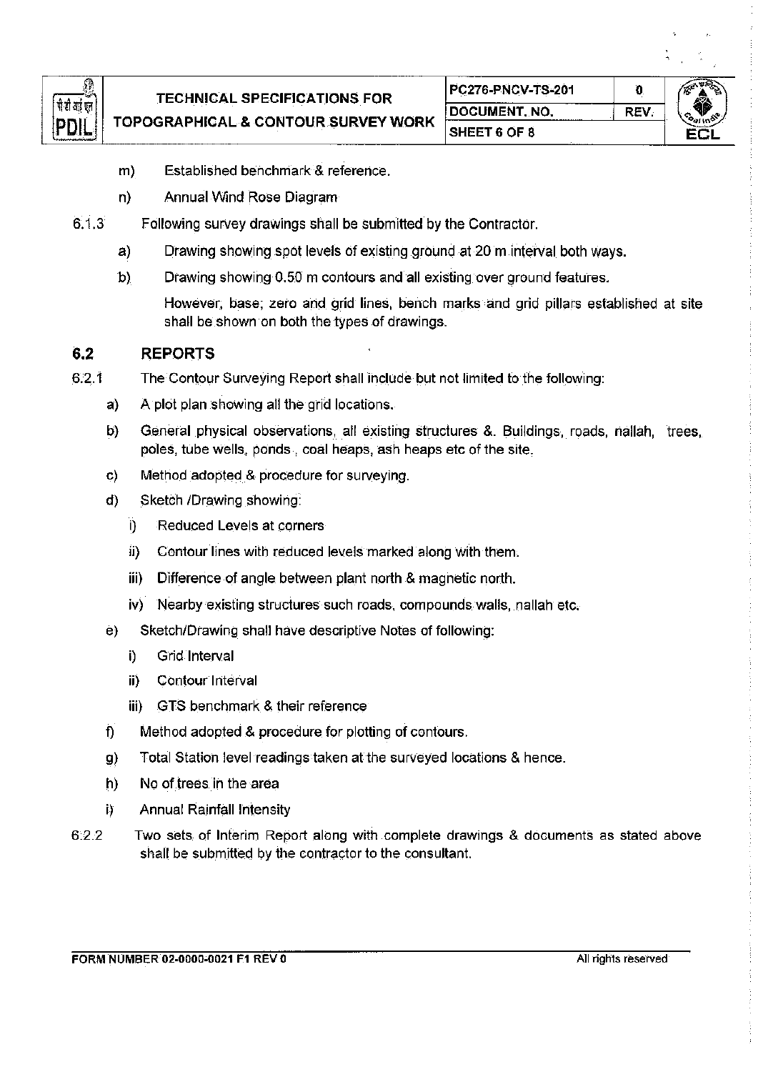m) Established benchmark & reference.

n) Annual Wind Rose Diagram

6.1.3 Following survey drawings shall be submitted by the Contractor.

a) Drawing showing spot levels of existing ground at 20 m interval both ways.

b) Drawing showing 0.50 m contours and all existing over ground features.

However, base, zero and grid lines, bench marks and grid pillars established at site shall be shown on both the types of drawings.

## 6.2 REPORTS

6.2.1 The Contour Surveying Report shall include but not limited to the following:

a) A plot plan showing all the grid locations.

b) General physical observations, all existing structures &. Buildings, roads, nallah, trees, poles, tube wells, ponds , coal heaps, ash heaps etc of the site.

c) Method adopted & procedure for surveying.

d) Sketch /Drawing showing:

  i) Reduced Levels at corners

  ii) Contour lines with reduced levels marked along with them.

  iii) Difference of angle between plant north & magnetic north.

  iv) Nearby existing structures such roads, compounds walls, nallah etc.

e) Sketch/Drawing shall have descriptive Notes of following:

  i) Grid Interval

  ii) Contour Interval

  iii) GTS benchmark & their reference

f) Method adopted & procedure for plotting of contours.

g) Total Station level readings taken at the surveyed locations & hence.

h) No of trees in the area

i) Annual Rainfall Intensity

6.2.2 Two sets of Interim Report along with complete drawings & documents as stated above shall be submitted by the contractor to the consultant.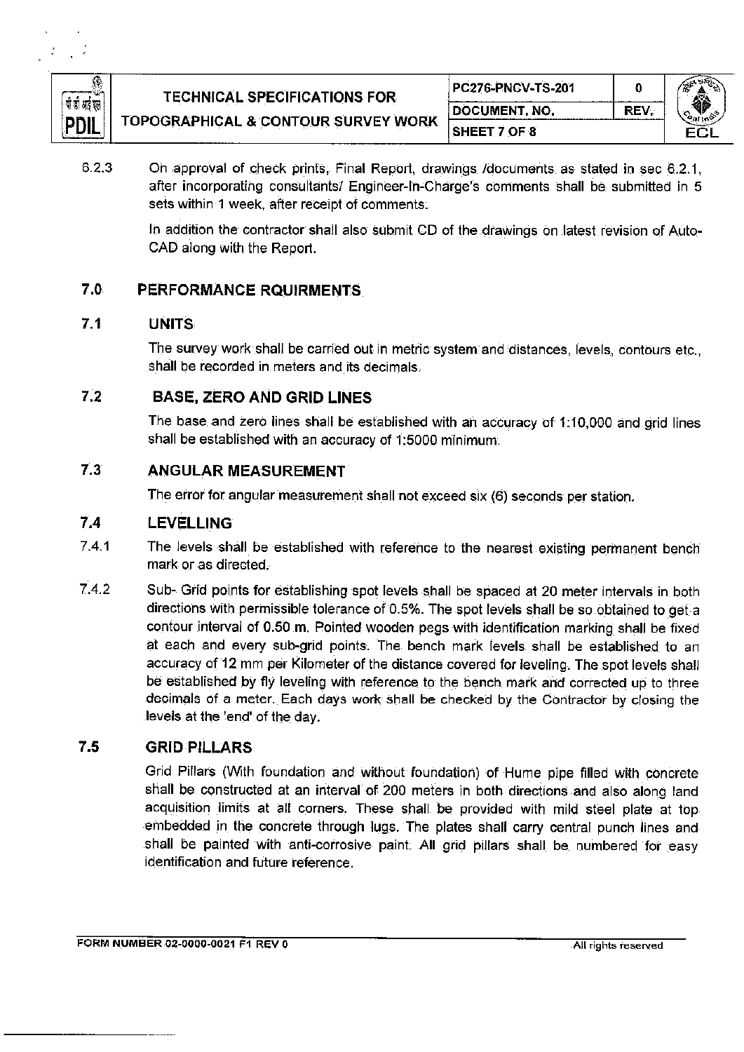6.2.3 On approval of check prints, Final Report, drawings /documents as stated in sec 6.2.1, after incorporating consultants/ Engineer-In-Charge's comments shall be submitted in 5 sets within 1 week, after receipt of comments.

In addition the contractor shall also submit CD of the drawings on latest revision of Auto-CAD along with the Report.

## 7.0 PERFORMANCE RQUIRMENTS

### 7.1 UNITS

The survey work shall be carried out in metric system and distances, levels, contours etc., shall be recorded in meters and its decimals.

### 7.2 BASE, ZERO AND GRID LINES

The base and zero lines shall be established with an accuracy of 1:10,000 and grid lines shall be established with an accuracy of 1:5000 minimum.

### 7.3 ANGULAR MEASUREMENT

The error for angular measurement shall not exceed six (6) seconds per station.

### 7.4 LEVELLING

7.4.1 The levels shall be established with reference to the nearest existing permanent bench mark or as directed.

7.4.2 Sub- Grid points for establishing spot levels shall be spaced at 20 meter intervals in both directions with permissible tolerance of 0.5%. The spot levels shall be so obtained to get a contour interval of 0.50 m. Pointed wooden pegs with identification marking shall be fixed at each and every sub-grid points. The bench mark levels shall be established to an accuracy of 12 mm per Kilometer of the distance covered for leveling. The spot levels shall be established by fly leveling with reference to the bench mark and corrected up to three decimals of a meter. Each days work shall be checked by the Contractor by closing the levels at the 'end' of the day.

### 7.5 GRID PILLARS

Grid Pillars (With foundation and without foundation) of Hume pipe filled with concrete shall be constructed at an interval of 200 meters in both directions and also along land acquisition limits at all corners. These shall be provided with mild steel plate at top embedded in the concrete through lugs. The plates shall carry central punch lines and shall be painted with anti-corrosive paint. All grid pillars shall be numbered for easy identification and future reference.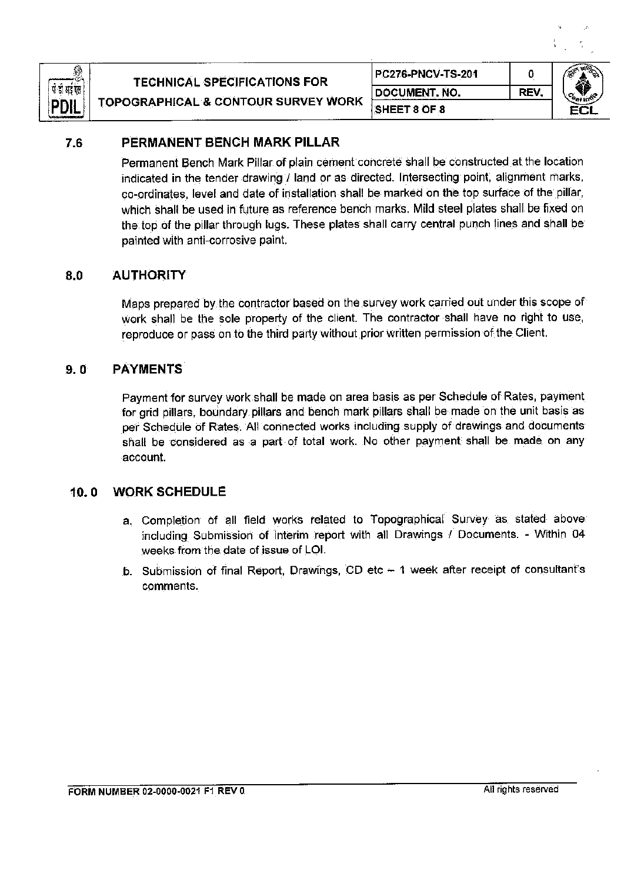## 7.6 PERMANENT BENCH MARK PILLAR

Permanent Bench Mark Pillar of plain cement concrete shall be constructed at the location indicated in the tender drawing / land or as directed. Intersecting point, alignment marks, co-ordinates, level and date of installation shall be marked on the top surface of the pillar, which shall be used in future as reference bench marks. Mild steel plates shall be fixed on the top of the pillar through lugs. These plates shall carry central punch lines and shall be painted with anti-corrosive paint.

## 8.0 AUTHORITY

Maps prepared by the contractor based on the survey work carried out under this scope of work shall be the sole property of the client. The contractor shall have no right to use, reproduce or pass on to the third party without prior written permission of the Client.

## 9. 0 PAYMENTS

Payment for survey work shall be made on area basis as per Schedule of Rates, payment for grid pillars, boundary pillars and bench mark pillars shall be made on the unit basis as per Schedule of Rates. All connected works including supply of drawings and documents shall be considered as a part of total work. No other payment shall be made on any account.

## 10. 0 WORK SCHEDULE

a. Completion of all field works related to Topographical Survey as stated above including Submission of interim report with all Drawings / Documents. - Within 04 weeks from the date of issue of LOI.

b. Submission of final Report, Drawings, CD etc – 1 week after receipt of consultant's comments.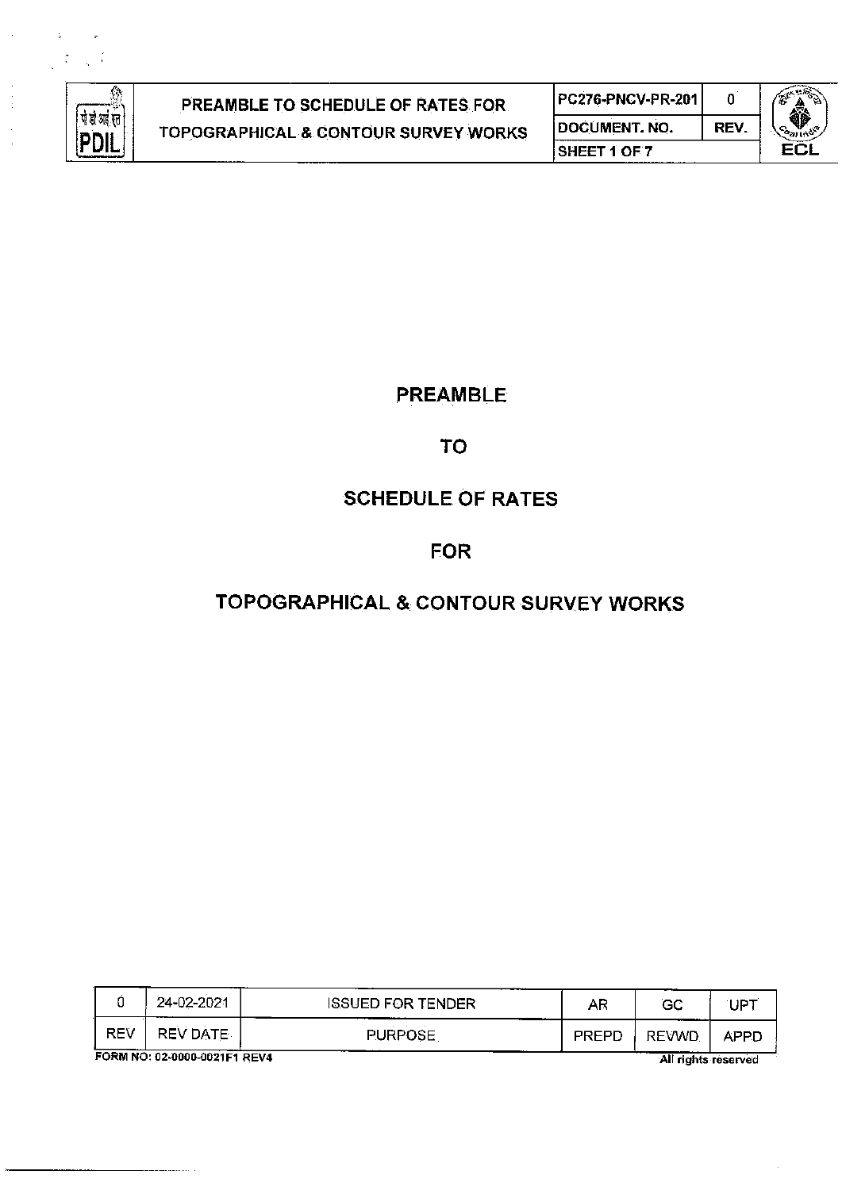# PREAMBLE

# TO

# SCHEDULE OF RATES

# FOR

# TOPOGRAPHICAL & CONTOUR SURVEY WORKS

| 0 | 24-02-2021 | ISSUED FOR TENDER | AR | GC | UPT |
|---|---|---|---|---|---|
| REV | REV DATE | PURPOSE | PREPD | REVWD | APPD |

FORM NO: 02-0000-0021F1 REV4

All rights reserved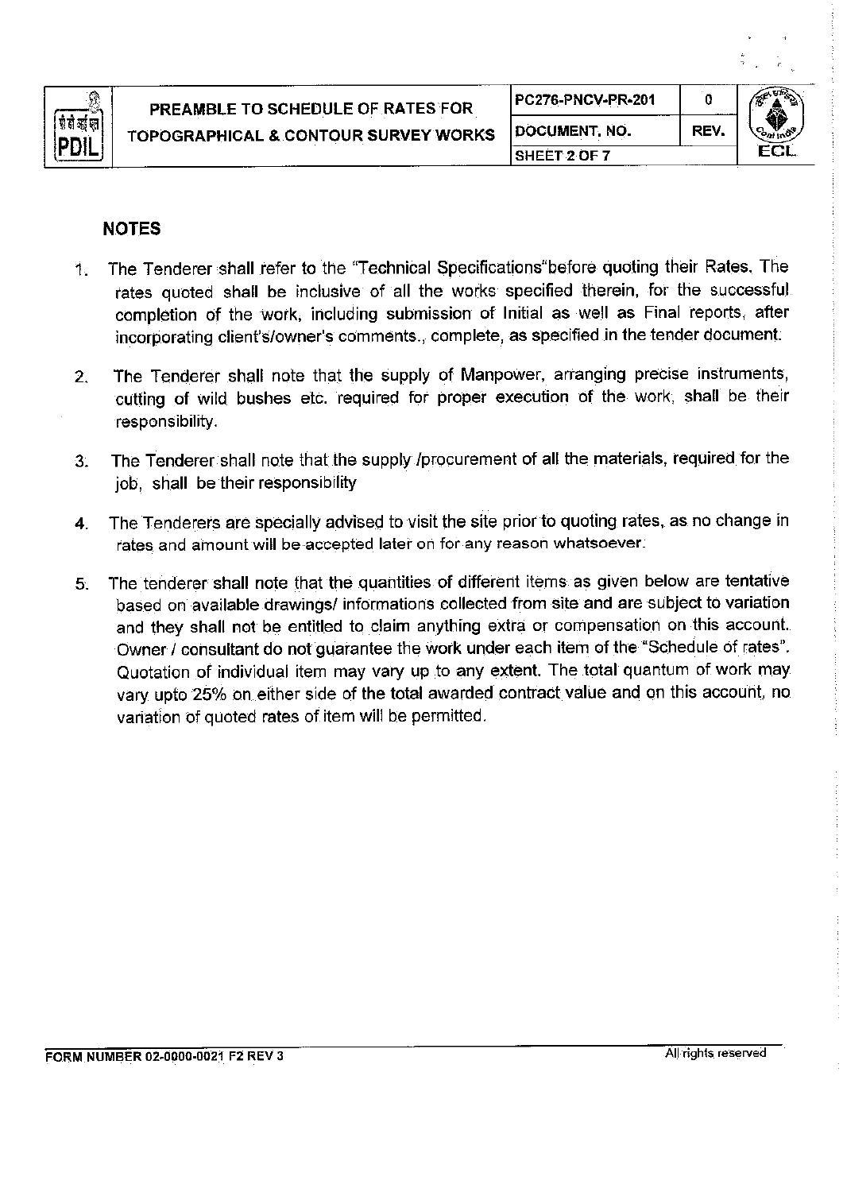## NOTES

1. The Tenderer shall refer to the "Technical Specifications"before quoting their Rates. The rates quoted shall be inclusive of all the works specified therein, for the successful completion of the work, including submission of Initial as well as Final reports, after incorporating client's/owner's comments., complete, as specified in the tender document.

2. The Tenderer shall note that the supply of Manpower, arranging precise instruments, cutting of wild bushes etc. required for proper execution of the work, shall be their responsibility.

3. The Tenderer shall note that the supply /procurement of all the materials, required for the job, shall be their responsibility

4. The Tenderers are specially advised to visit the site prior to quoting rates, as no change in rates and amount will be accepted later on for any reason whatsoever.

5. The tenderer shall note that the quantities of different items as given below are tentative based on available drawings/ informations collected from site and are subject to variation and they shall not be entitled to claim anything extra or compensation on this account. Owner / consultant do not guarantee the work under each item of the "Schedule of rates". Quotation of individual item may vary up to any extent. The total quantum of work may vary upto 25% on either side of the total awarded contract value and on this account, no variation of quoted rates of item will be permitted.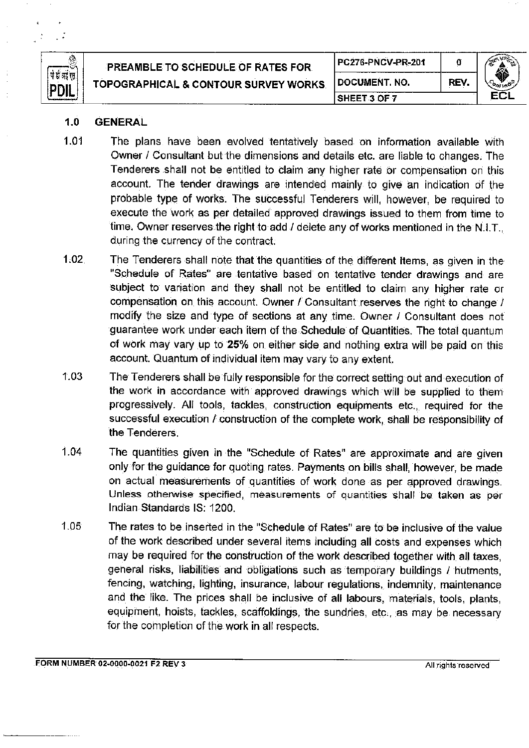## 1.0 GENERAL

1.01 The plans have been evolved tentatively based on information available with Owner / Consultant but the dimensions and details etc. are liable to changes. The Tenderers shall not be entitled to claim any higher rate or compensation on this account. The tender drawings are intended mainly to give an indication of the probable type of works. The successful Tenderers will, however, be required to execute the work as per detailed approved drawings issued to them from time to time. Owner reserves the right to add / delete any of works mentioned in the N.I.T., during the currency of the contract.

1.02 The Tenderers shall note that the quantities of the different items, as given in the "Schedule of Rates" are tentative based on tentative tender drawings and are subject to variation and they shall not be entitled to claim any higher rate or compensation on this account. Owner / Consultant reserves the right to change / modify the size and type of sections at any time. Owner / Consultant does not guarantee work under each item of the Schedule of Quantities. The total quantum of work may vary up to **25%** on either side and nothing extra will be paid on this account. Quantum of individual item may vary to any extent.

1.03 The Tenderers shall be fully responsible for the correct setting out and execution of the work in accordance with approved drawings which will be supplied to them progressively. All tools, tackles, construction equipments etc., required for the successful execution / construction of the complete work, shall be responsibility of the Tenderers.

1.04 The quantities given in the "Schedule of Rates" are approximate and are given only for the guidance for quoting rates. Payments on bills shall, however, be made on actual measurements of quantities of work done as per approved drawings. Unless otherwise specified, measurements of quantities shall be taken as per Indian Standards IS: 1200.

1.05 The rates to be inserted in the "Schedule of Rates" are to be inclusive of the value of the work described under several items including all costs and expenses which may be required for the construction of the work described together with all taxes, general risks, liabilities and obligations such as temporary buildings / hutments, fencing, watching, lighting, insurance, labour regulations, indemnity, maintenance and the like. The prices shall be inclusive of all labours, materials, tools, plants, equipment, hoists, tackles, scaffoldings, the sundries, etc., as may be necessary for the completion of the work in all respects.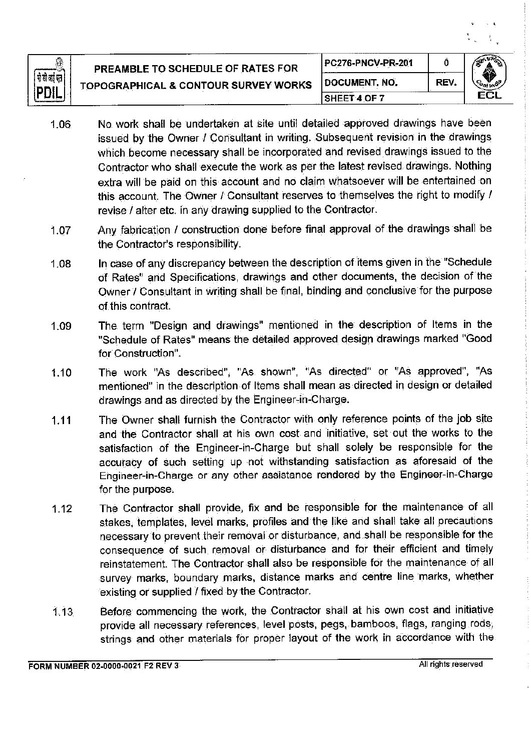1.06 No work shall be undertaken at site until detailed approved drawings have been issued by the Owner / Consultant in writing. Subsequent revision in the drawings which become necessary shall be incorporated and revised drawings issued to the Contractor who shall execute the work as per the latest revised drawings. Nothing extra will be paid on this account and no claim whatsoever will be entertained on this account. The Owner / Consultant reserves to themselves the right to modify / revise / alter etc. in any drawing supplied to the Contractor.

1.07 Any fabrication / construction done before final approval of the drawings shall be the Contractor's responsibility.

1.08 In case of any discrepancy between the description of items given in the "Schedule of Rates" and Specifications, drawings and other documents, the decision of the Owner / Consultant in writing shall be final, binding and conclusive for the purpose of this contract.

1.09 The term "Design and drawings" mentioned in the description of Items in the "Schedule of Rates" means the detailed approved design drawings marked "Good for Construction".

1.10 The work "As described", "As shown", "As directed" or "As approved", "As mentioned" in the description of Items shall mean as directed in design or detailed drawings and as directed by the Engineer-in-Charge.

1.11 The Owner shall furnish the Contractor with only reference points of the job site and the Contractor shall at his own cost and initiative, set out the works to the satisfaction of the Engineer-in-Charge but shall solely be responsible for the accuracy of such setting up not withstanding satisfaction as aforesaid of the Engineer-in-Charge or any other assistance rendered by the Engineer-in-Charge for the purpose.

1.12 The Contractor shall provide, fix and be responsible for the maintenance of all stakes, templates, level marks, profiles and the like and shall take all precautions necessary to prevent their removal or disturbance, and shall be responsible for the consequence of such removal or disturbance and for their efficient and timely reinstatement. The Contractor shall also be responsible for the maintenance of all survey marks, boundary marks, distance marks and centre line marks, whether existing or supplied / fixed by the Contractor.

1.13 Before commencing the work, the Contractor shall at his own cost and initiative provide all necessary references, level posts, pegs, bamboos, flags, ranging rods, strings and other materials for proper layout of the work in accordance with the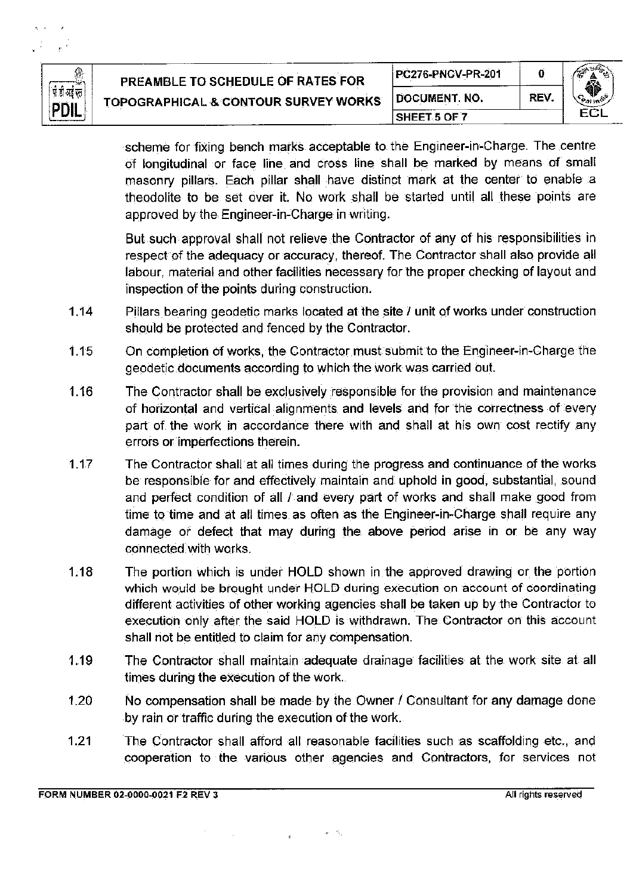scheme for fixing bench marks acceptable to the Engineer-in-Charge. The centre of longitudinal or face line and cross line shall be marked by means of small masonry pillars. Each pillar shall have distinct mark at the center to enable a theodolite to be set over it. No work shall be started until all these points are approved by the Engineer-in-Charge in writing.

But such approval shall not relieve the Contractor of any of his responsibilities in respect of the adequacy or accuracy, thereof. The Contractor shall also provide all labour, material and other facilities necessary for the proper checking of layout and inspection of the points during construction.

1.14 Pillars bearing geodetic marks located at the site / unit of works under construction should be protected and fenced by the Contractor.

1.15 On completion of works, the Contractor must submit to the Engineer-in-Charge the geodetic documents according to which the work was carried out.

1.16 The Contractor shall be exclusively responsible for the provision and maintenance of horizontal and vertical alignments and levels and for the correctness of every part of the work in accordance there with and shall at his own cost rectify any errors or imperfections therein.

1.17 The Contractor shall at all times during the progress and continuance of the works be responsible for and effectively maintain and uphold in good, substantial, sound and perfect condition of all / and every part of works and shall make good from time to time and at all times as often as the Engineer-in-Charge shall require any damage or defect that may during the above period arise in or be any way connected with works.

1.18 The portion which is under HOLD shown in the approved drawing or the portion which would be brought under HOLD during execution on account of coordinating different activities of other working agencies shall be taken up by the Contractor to execution only after the said HOLD is withdrawn. The Contractor on this account shall not be entitled to claim for any compensation.

1.19 The Contractor shall maintain adequate drainage facilities at the work site at all times during the execution of the work.

1.20 No compensation shall be made by the Owner / Consultant for any damage done by rain or traffic during the execution of the work.

1.21 The Contractor shall afford all reasonable facilities such as scaffolding etc., and cooperation to the various other agencies and Contractors, for services not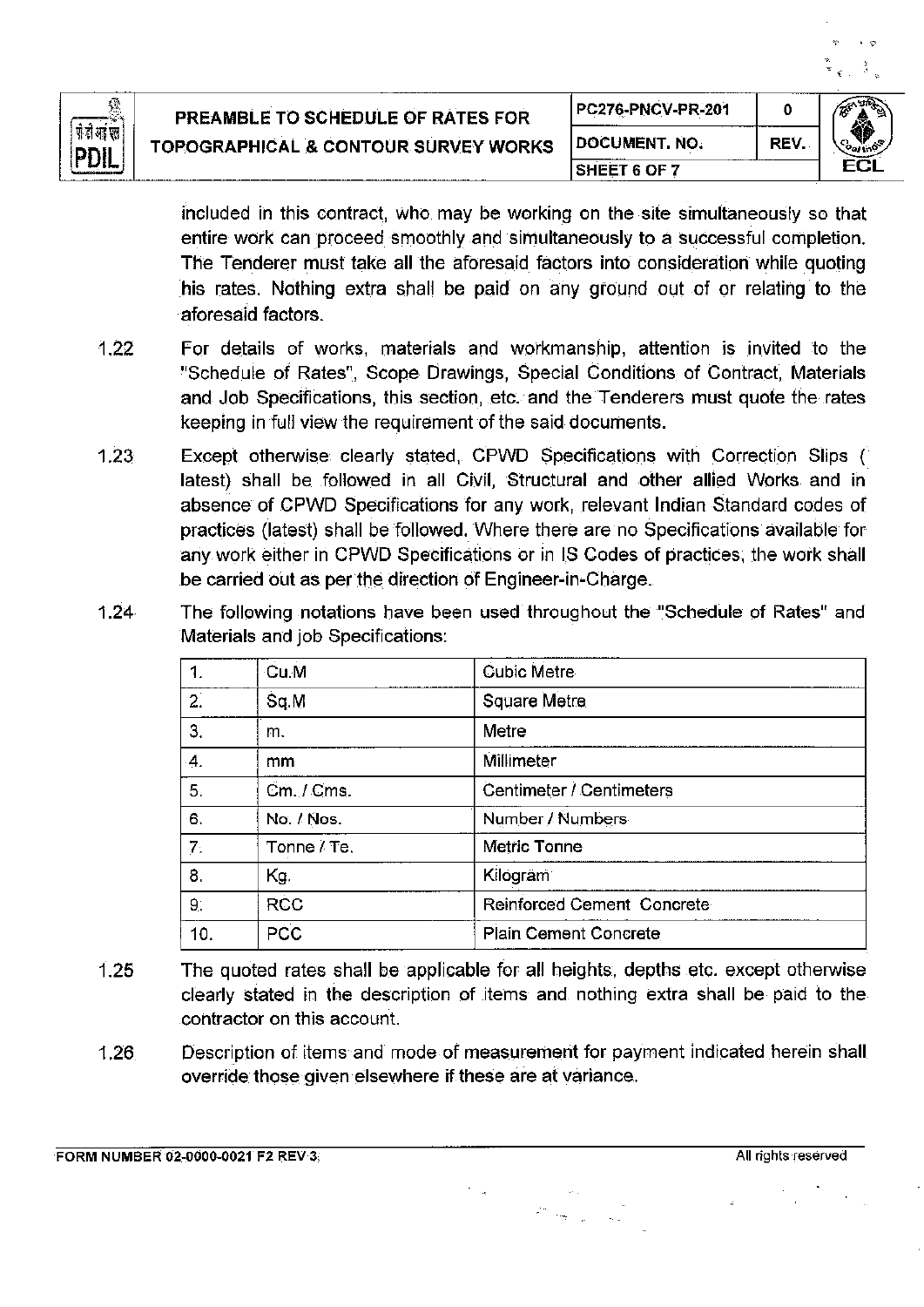included in this contract, who may be working on the site simultaneously so that entire work can proceed smoothly and simultaneously to a successful completion. The Tenderer must take all the aforesaid factors into consideration while quoting his rates. Nothing extra shall be paid on any ground out of or relating to the aforesaid factors.

1.22 For details of works, materials and workmanship, attention is invited to the "Schedule of Rates", Scope Drawings, Special Conditions of Contract, Materials and Job Specifications, this section, etc. and the Tenderers must quote the rates keeping in full view the requirement of the said documents.

1.23 Except otherwise clearly stated, CPWD Specifications with Correction Slips ( latest) shall be followed in all Civil, Structural and other allied Works and in absence of CPWD Specifications for any work, relevant Indian Standard codes of practices (latest) shall be followed. Where there are no Specifications available for any work either in CPWD Specifications or in IS Codes of practices, the work shall be carried out as per the direction of Engineer-in-Charge.

1.24 The following notations have been used throughout the "Schedule of Rates" and Materials and job Specifications:

| | | |
|---|---|---|
| 1. | Cu.M | Cubic Metre |
| 2. | Sq.M | Square Metre |
| 3. | m. | Metre |
| 4. | mm | Millimeter |
| 5. | Cm. / Cms. | Centimeter / Centimeters |
| 6. | No. / Nos. | Number / Numbers |
| 7. | Tonne / Te. | Metric Tonne |
| 8. | Kg. | Kilogram |
| 9. | RCC | Reinforced Cement Concrete |
| 10. | PCC | Plain Cement Concrete |

1.25 The quoted rates shall be applicable for all heights, depths etc. except otherwise clearly stated in the description of items and nothing extra shall be paid to the contractor on this account.

1.26 Description of items and mode of measurement for payment indicated herein shall override those given elsewhere if these are at variance.